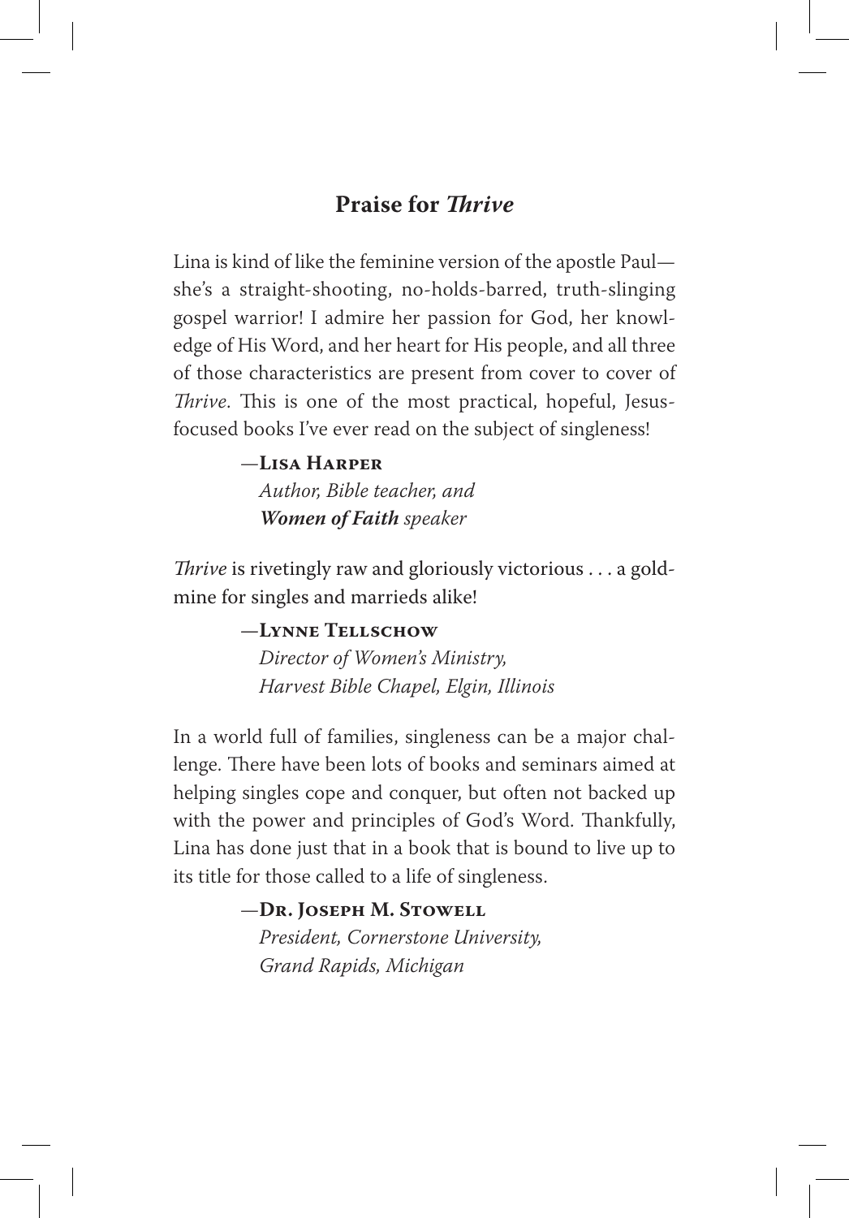## Praise for *Thrive*

Lina is kind of like the feminine version of the apostle Paul—she's a straight-shooting, no-holds-barred, truth-slinging gospel warrior! I admire her passion for God, her knowledge of His Word, and her heart for His people, and all three of those characteristics are present from cover to cover of *Thrive*. This is one of the most practical, hopeful, Jesus-focused books I've ever read on the subject of singleness!

—**Lisa Harper**
*Author, Bible teacher, and*
***Women of Faith*** *speaker*

*Thrive* is rivetingly raw and gloriously victorious . . . a goldmine for singles and marrieds alike!

—**Lynne Tellschow**
*Director of Women's Ministry,*
*Harvest Bible Chapel, Elgin, Illinois*

In a world full of families, singleness can be a major challenge. There have been lots of books and seminars aimed at helping singles cope and conquer, but often not backed up with the power and principles of God's Word. Thankfully, Lina has done just that in a book that is bound to live up to its title for those called to a life of singleness.

—**Dr. Joseph M. Stowell**
*President, Cornerstone University,*
*Grand Rapids, Michigan*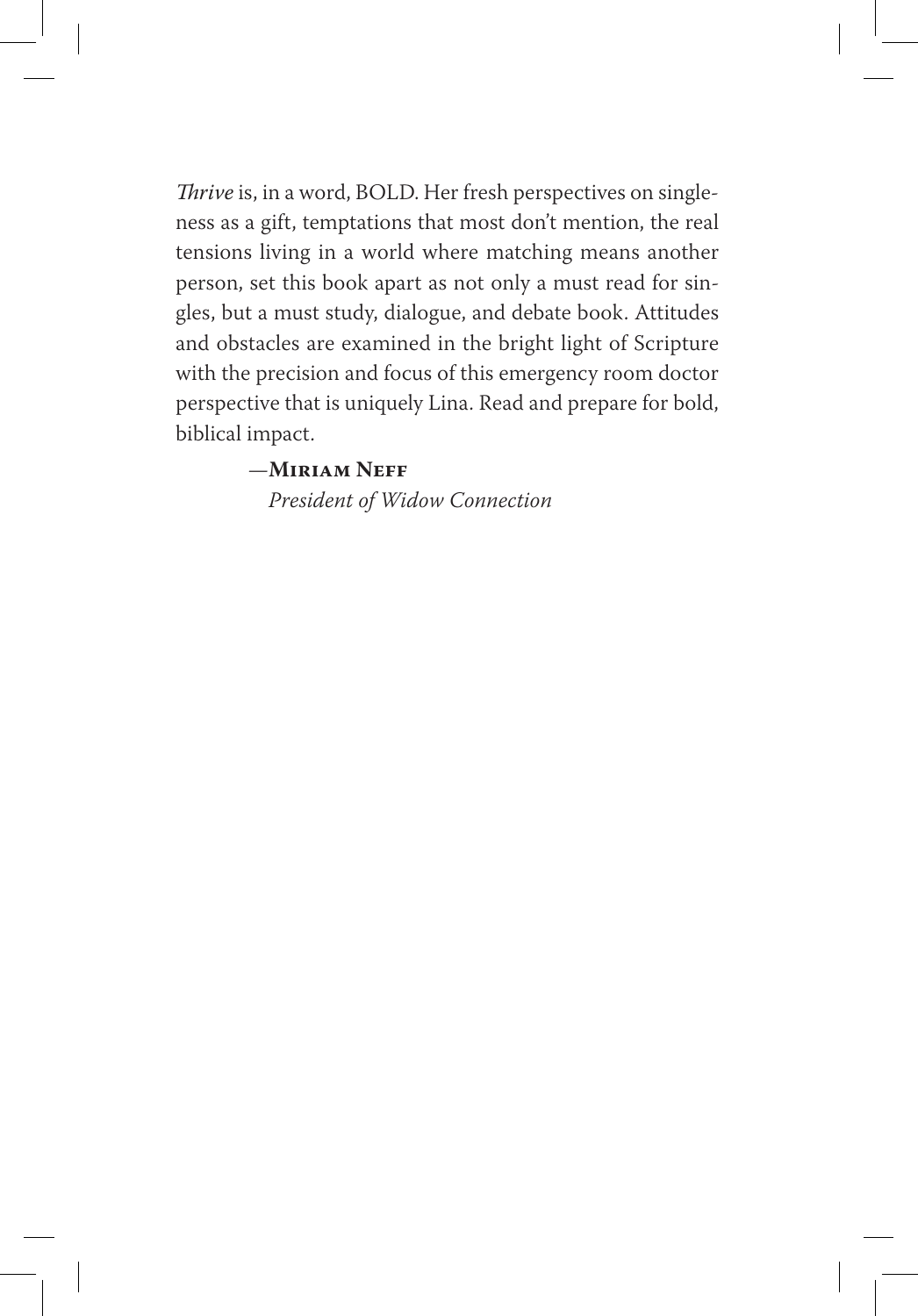*Thrive* is, in a word, BOLD. Her fresh perspectives on singleness as a gift, temptations that most don't mention, the real tensions living in a world where matching means another person, set this book apart as not only a must read for singles, but a must study, dialogue, and debate book. Attitudes and obstacles are examined in the bright light of Scripture with the precision and focus of this emergency room doctor perspective that is uniquely Lina. Read and prepare for bold, biblical impact.

—**Miriam Neff**
*President of Widow Connection*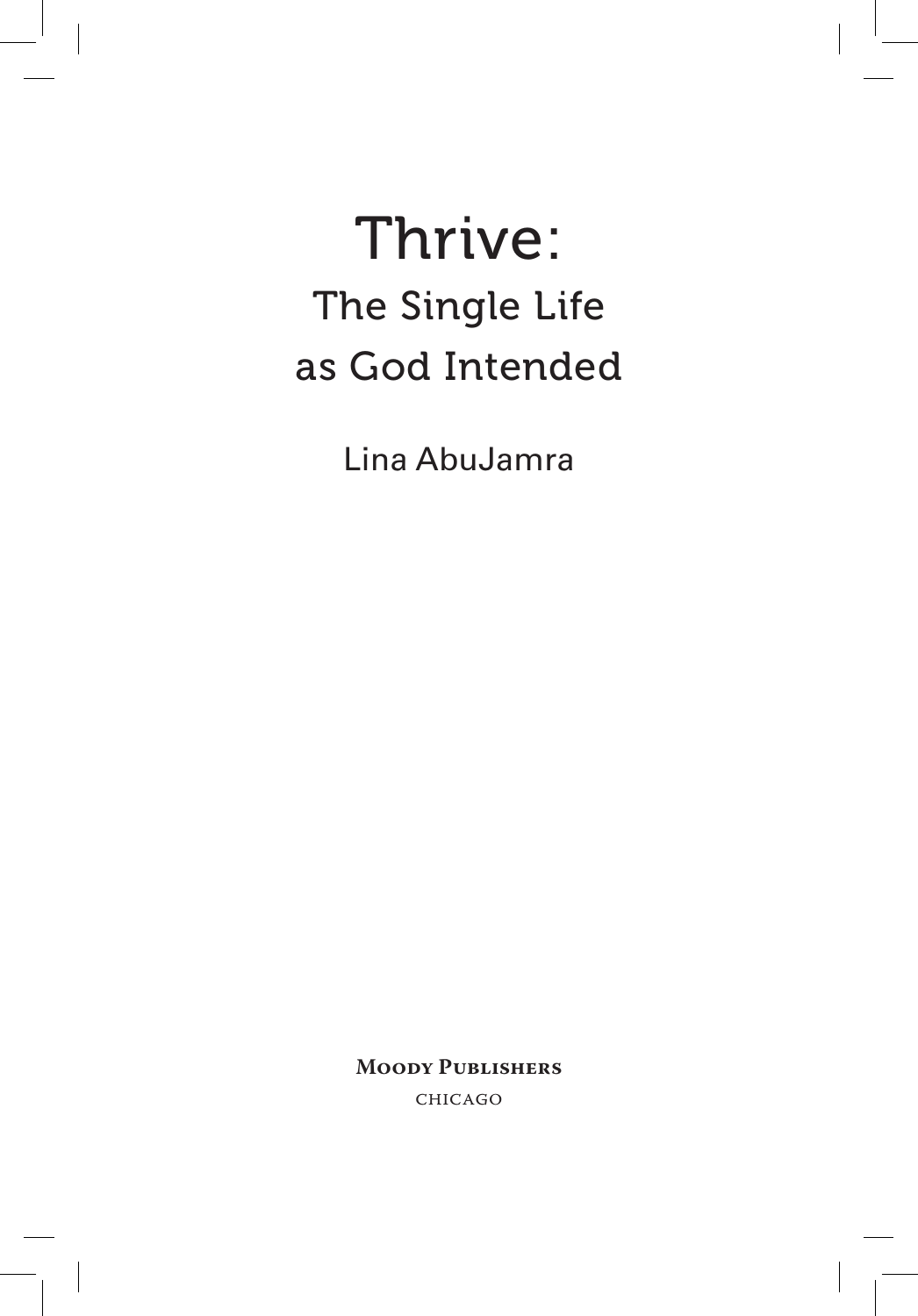# Thrive:

## The Single Life as God Intended

Lina AbuJamra

**Moody Publishers**

CHICAGO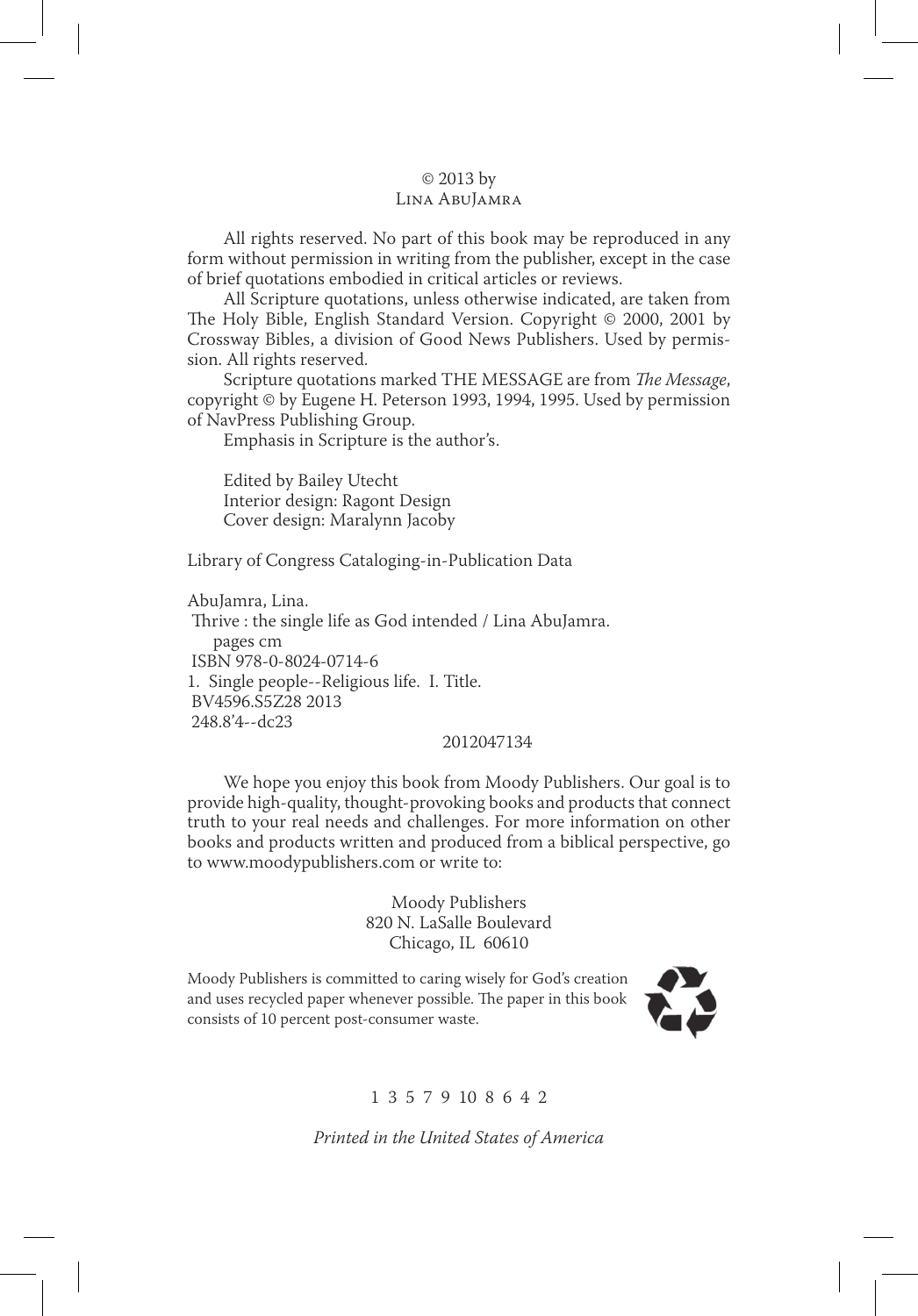© 2013 by
Lina AbuJamra

All rights reserved. No part of this book may be reproduced in any form without permission in writing from the publisher, except in the case of brief quotations embodied in critical articles or reviews.

All Scripture quotations, unless otherwise indicated, are taken from The Holy Bible, English Standard Version. Copyright © 2000, 2001 by Crossway Bibles, a division of Good News Publishers. Used by permission. All rights reserved.

Scripture quotations marked THE MESSAGE are from *The Message*, copyright © by Eugene H. Peterson 1993, 1994, 1995. Used by permission of NavPress Publishing Group.

Emphasis in Scripture is the author's.

Edited by Bailey Utecht
Interior design: Ragont Design
Cover design: Maralynn Jacoby

Library of Congress Cataloging-in-Publication Data

AbuJamra, Lina.
Thrive : the single life as God intended / Lina AbuJamra.
pages cm
ISBN 978-0-8024-0714-6
1. Single people--Religious life. I. Title.
BV4596.S5Z28 2013
248.8'4--dc23

2012047134

We hope you enjoy this book from Moody Publishers. Our goal is to provide high-quality, thought-provoking books and products that connect truth to your real needs and challenges. For more information on other books and products written and produced from a biblical perspective, go to www.moodypublishers.com or write to:

Moody Publishers
820 N. LaSalle Boulevard
Chicago, IL 60610

Moody Publishers is committed to caring wisely for God's creation and uses recycled paper whenever possible. The paper in this book consists of 10 percent post-consumer waste.

1 3 5 7 9 10 8 6 4 2

*Printed in the United States of America*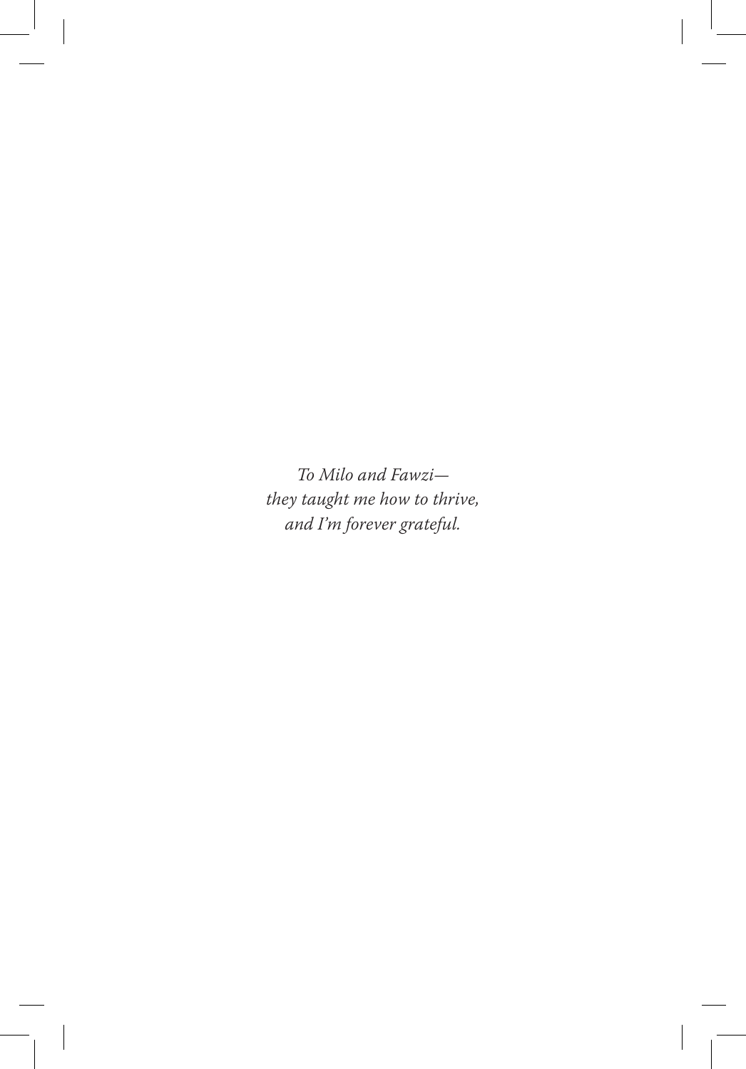*To Milo and Fawzi—*
*they taught me how to thrive,*
*and I'm forever grateful.*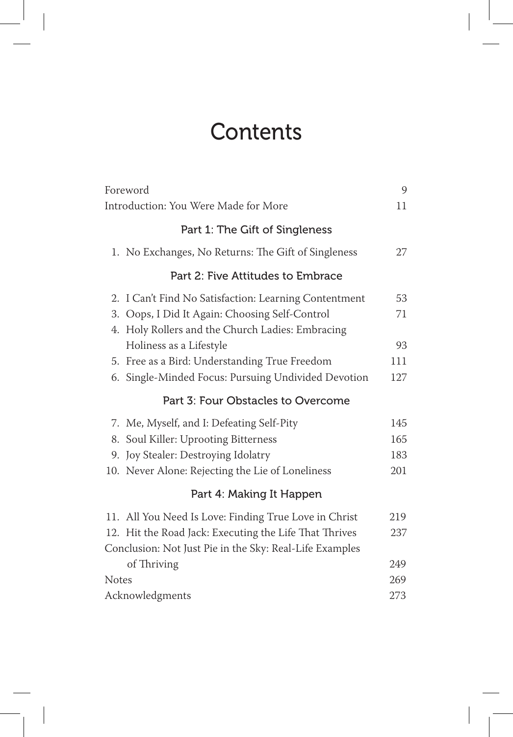# Contents

Foreword 9

Introduction: You Were Made for More 11

## Part 1: The Gift of Singleness

1. No Exchanges, No Returns: The Gift of Singleness 27

## Part 2: Five Attitudes to Embrace

2. I Can't Find No Satisfaction: Learning Contentment 53
3. Oops, I Did It Again: Choosing Self-Control 71
4. Holy Rollers and the Church Ladies: Embracing Holiness as a Lifestyle 93
5. Free as a Bird: Understanding True Freedom 111
6. Single-Minded Focus: Pursuing Undivided Devotion 127

## Part 3: Four Obstacles to Overcome

7. Me, Myself, and I: Defeating Self-Pity 145
8. Soul Killer: Uprooting Bitterness 165
9. Joy Stealer: Destroying Idolatry 183
10. Never Alone: Rejecting the Lie of Loneliness 201

## Part 4: Making It Happen

11. All You Need Is Love: Finding True Love in Christ 219
12. Hit the Road Jack: Executing the Life That Thrives 237

Conclusion: Not Just Pie in the Sky: Real-Life Examples of Thriving 249

Notes 269

Acknowledgments 273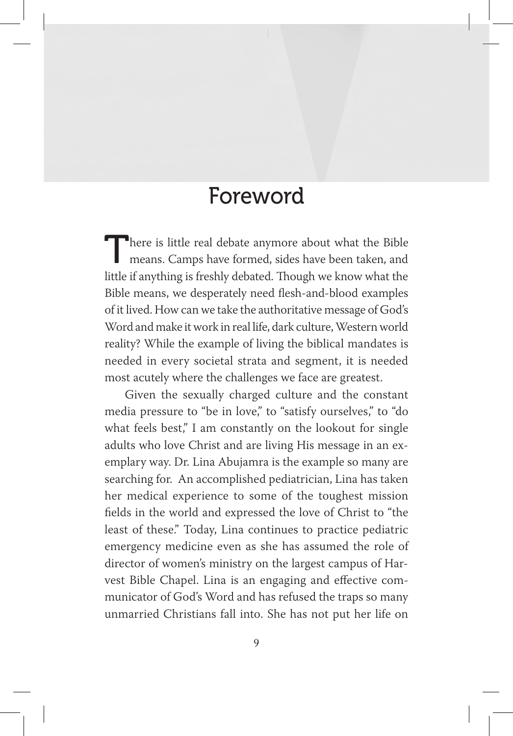# Foreword

There is little real debate anymore about what the Bible means. Camps have formed, sides have been taken, and little if anything is freshly debated. Though we know what the Bible means, we desperately need flesh-and-blood examples of it lived. How can we take the authoritative message of God's Word and make it work in real life, dark culture, Western world reality? While the example of living the biblical mandates is needed in every societal strata and segment, it is needed most acutely where the challenges we face are greatest.

Given the sexually charged culture and the constant media pressure to "be in love," to "satisfy ourselves," to "do what feels best," I am constantly on the lookout for single adults who love Christ and are living His message in an exemplary way. Dr. Lina Abujamra is the example so many are searching for. An accomplished pediatrician, Lina has taken her medical experience to some of the toughest mission fields in the world and expressed the love of Christ to "the least of these." Today, Lina continues to practice pediatric emergency medicine even as she has assumed the role of director of women's ministry on the largest campus of Harvest Bible Chapel. Lina is an engaging and effective communicator of God's Word and has refused the traps so many unmarried Christians fall into. She has not put her life on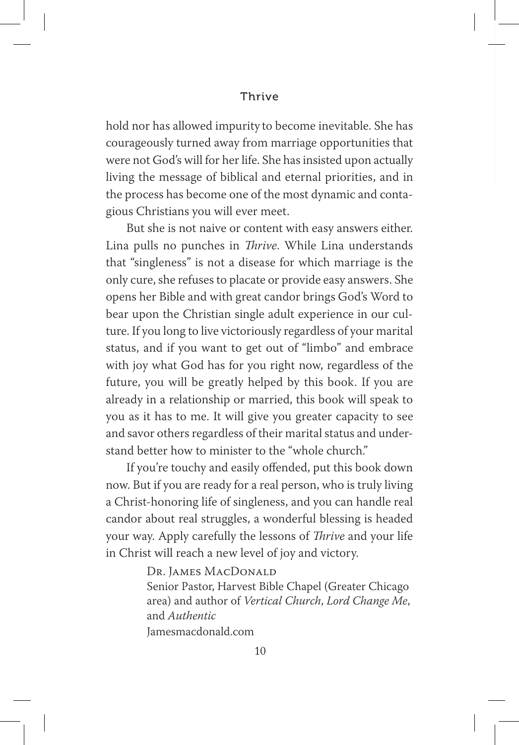hold nor has allowed impurity to become inevitable. She has courageously turned away from marriage opportunities that were not God's will for her life. She has insisted upon actually living the message of biblical and eternal priorities, and in the process has become one of the most dynamic and contagious Christians you will ever meet.

But she is not naive or content with easy answers either. Lina pulls no punches in *Thrive*. While Lina understands that "singleness" is not a disease for which marriage is the only cure, she refuses to placate or provide easy answers. She opens her Bible and with great candor brings God's Word to bear upon the Christian single adult experience in our culture. If you long to live victoriously regardless of your marital status, and if you want to get out of "limbo" and embrace with joy what God has for you right now, regardless of the future, you will be greatly helped by this book. If you are already in a relationship or married, this book will speak to you as it has to me. It will give you greater capacity to see and savor others regardless of their marital status and understand better how to minister to the "whole church."

If you're touchy and easily offended, put this book down now. But if you are ready for a real person, who is truly living a Christ-honoring life of singleness, and you can handle real candor about real struggles, a wonderful blessing is headed your way. Apply carefully the lessons of *Thrive* and your life in Christ will reach a new level of joy and victory.

Dr. James MacDonald
Senior Pastor, Harvest Bible Chapel (Greater Chicago area) and author of *Vertical Church*, *Lord Change Me*, and *Authentic*
Jamesmacdonald.com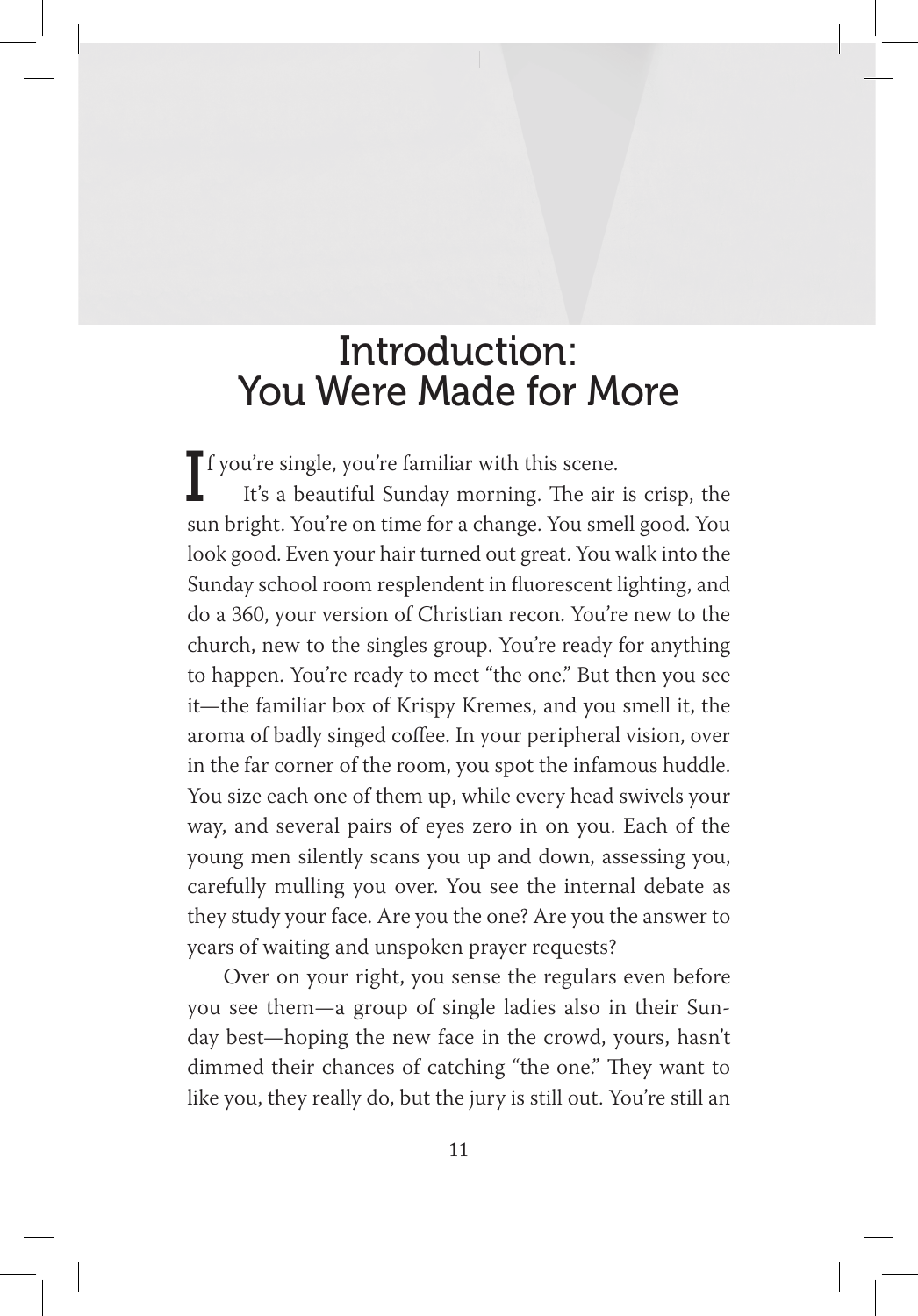# Introduction: You Were Made for More

If you're single, you're familiar with this scene.

It's a beautiful Sunday morning. The air is crisp, the sun bright. You're on time for a change. You smell good. You look good. Even your hair turned out great. You walk into the Sunday school room resplendent in fluorescent lighting, and do a 360, your version of Christian recon. You're new to the church, new to the singles group. You're ready for anything to happen. You're ready to meet "the one." But then you see it—the familiar box of Krispy Kremes, and you smell it, the aroma of badly singed coffee. In your peripheral vision, over in the far corner of the room, you spot the infamous huddle. You size each one of them up, while every head swivels your way, and several pairs of eyes zero in on you. Each of the young men silently scans you up and down, assessing you, carefully mulling you over. You see the internal debate as they study your face. Are you the one? Are you the answer to years of waiting and unspoken prayer requests?

Over on your right, you sense the regulars even before you see them—a group of single ladies also in their Sunday best—hoping the new face in the crowd, yours, hasn't dimmed their chances of catching "the one." They want to like you, they really do, but the jury is still out. You're still an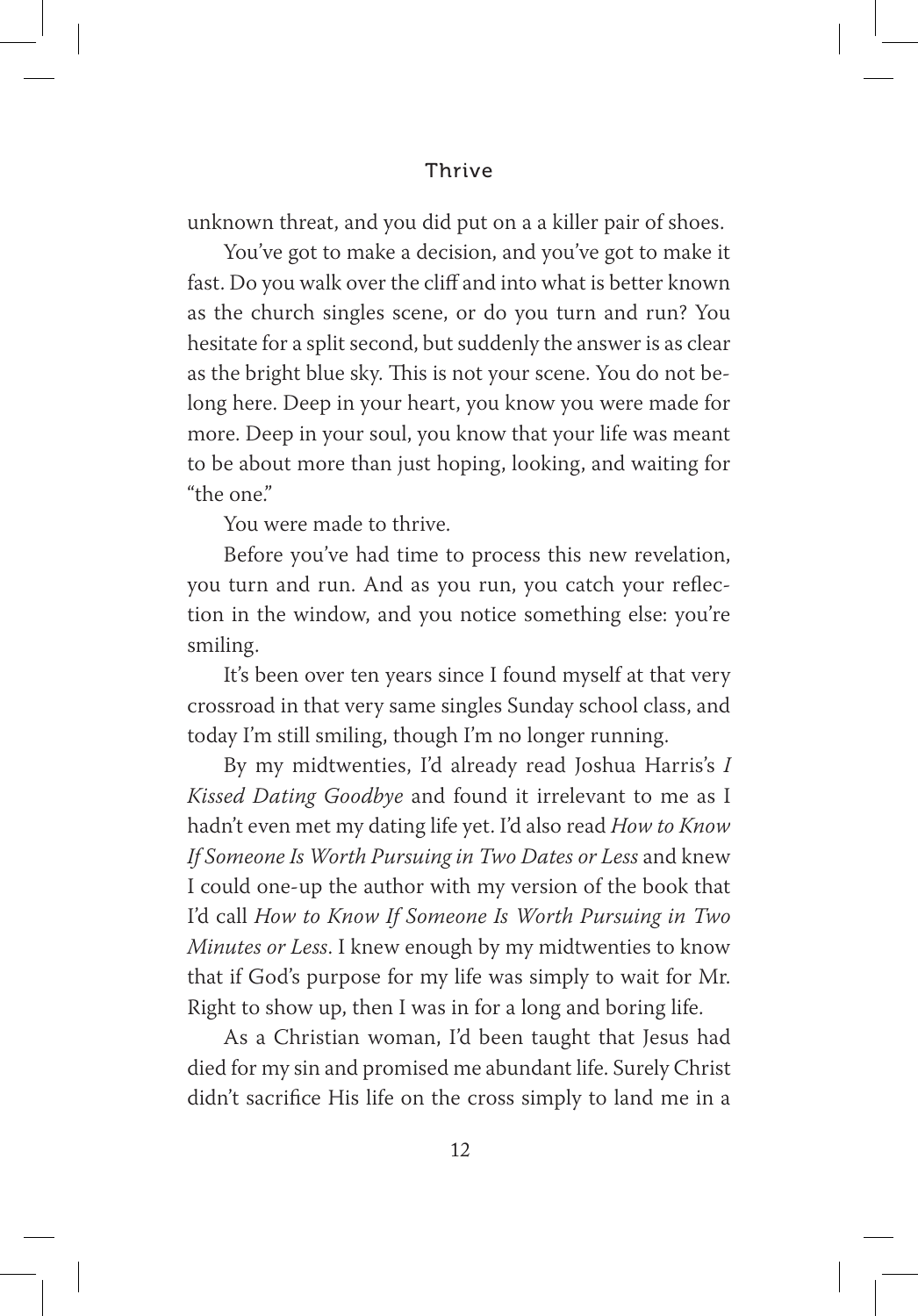unknown threat, and you did put on a a killer pair of shoes.

You've got to make a decision, and you've got to make it fast. Do you walk over the cliff and into what is better known as the church singles scene, or do you turn and run? You hesitate for a split second, but suddenly the answer is as clear as the bright blue sky. This is not your scene. You do not belong here. Deep in your heart, you know you were made for more. Deep in your soul, you know that your life was meant to be about more than just hoping, looking, and waiting for "the one."

You were made to thrive.

Before you've had time to process this new revelation, you turn and run. And as you run, you catch your reflection in the window, and you notice something else: you're smiling.

It's been over ten years since I found myself at that very crossroad in that very same singles Sunday school class, and today I'm still smiling, though I'm no longer running.

By my midtwenties, I'd already read Joshua Harris's *I Kissed Dating Goodbye* and found it irrelevant to me as I hadn't even met my dating life yet. I'd also read *How to Know If Someone Is Worth Pursuing in Two Dates or Less* and knew I could one-up the author with my version of the book that I'd call *How to Know If Someone Is Worth Pursuing in Two Minutes or Less*. I knew enough by my midtwenties to know that if God's purpose for my life was simply to wait for Mr. Right to show up, then I was in for a long and boring life.

As a Christian woman, I'd been taught that Jesus had died for my sin and promised me abundant life. Surely Christ didn't sacrifice His life on the cross simply to land me in a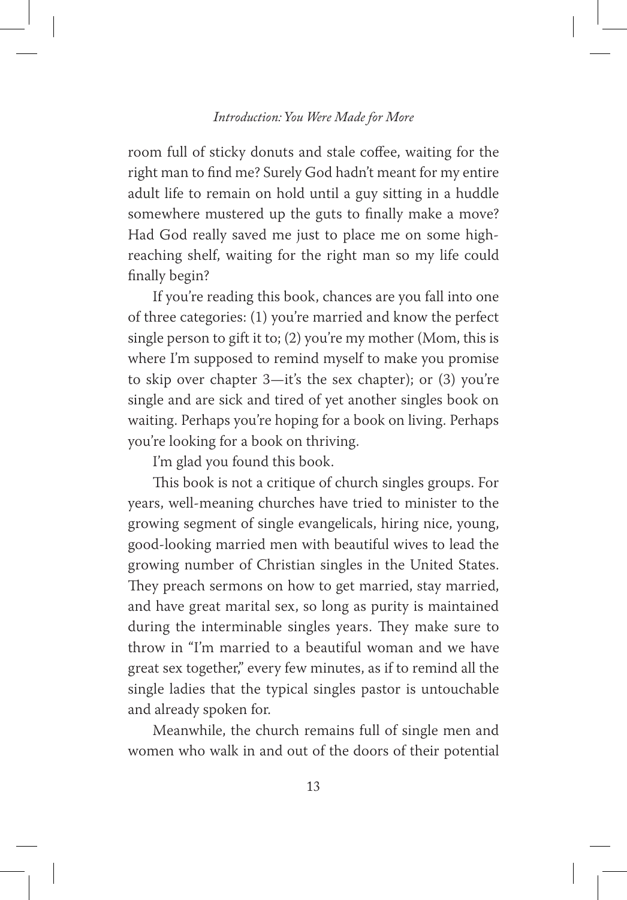room full of sticky donuts and stale coffee, waiting for the right man to find me? Surely God hadn't meant for my entire adult life to remain on hold until a guy sitting in a huddle somewhere mustered up the guts to finally make a move? Had God really saved me just to place me on some high-reaching shelf, waiting for the right man so my life could finally begin?

If you're reading this book, chances are you fall into one of three categories: (1) you're married and know the perfect single person to gift it to; (2) you're my mother (Mom, this is where I'm supposed to remind myself to make you promise to skip over chapter 3—it's the sex chapter); or (3) you're single and are sick and tired of yet another singles book on waiting. Perhaps you're hoping for a book on living. Perhaps you're looking for a book on thriving.

I'm glad you found this book.

This book is not a critique of church singles groups. For years, well-meaning churches have tried to minister to the growing segment of single evangelicals, hiring nice, young, good-looking married men with beautiful wives to lead the growing number of Christian singles in the United States. They preach sermons on how to get married, stay married, and have great marital sex, so long as purity is maintained during the interminable singles years. They make sure to throw in "I'm married to a beautiful woman and we have great sex together," every few minutes, as if to remind all the single ladies that the typical singles pastor is untouchable and already spoken for.

Meanwhile, the church remains full of single men and women who walk in and out of the doors of their potential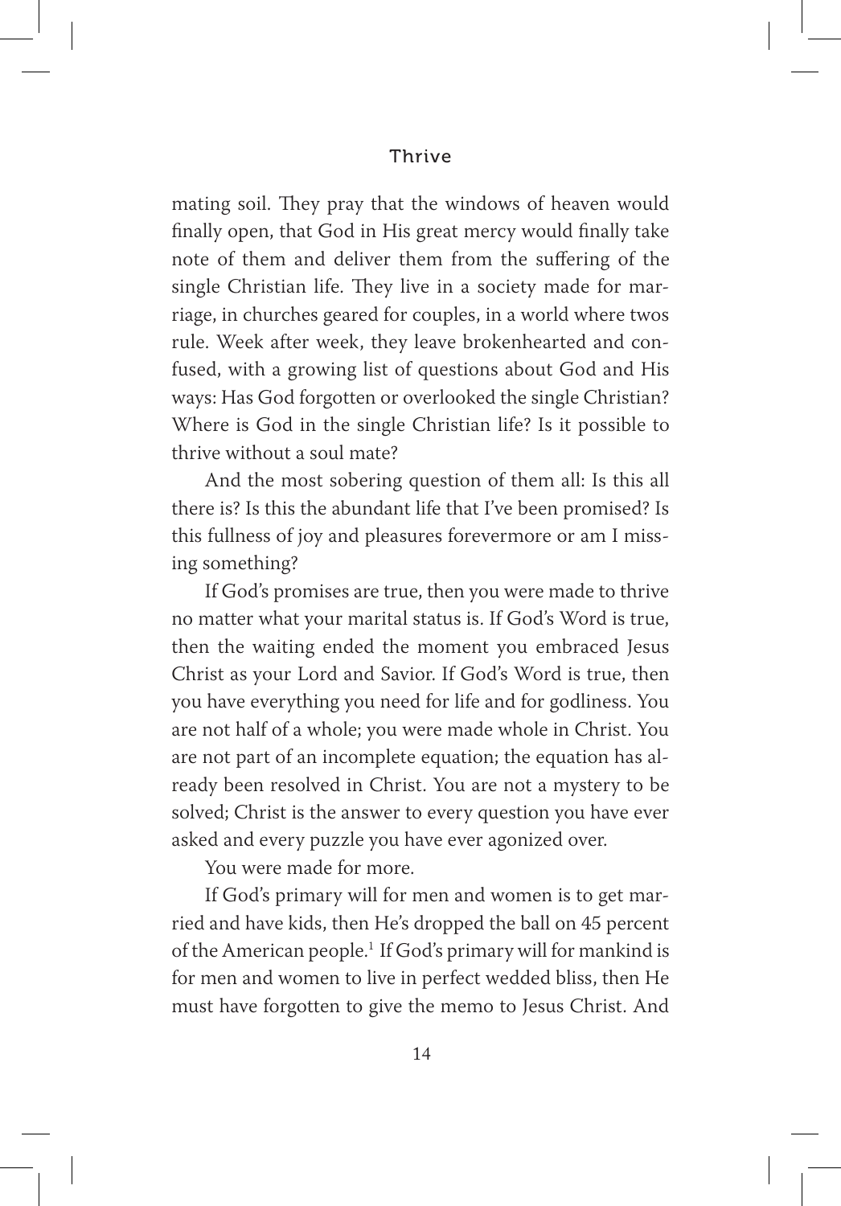mating soil. They pray that the windows of heaven would finally open, that God in His great mercy would finally take note of them and deliver them from the suffering of the single Christian life. They live in a society made for marriage, in churches geared for couples, in a world where twos rule. Week after week, they leave brokenhearted and confused, with a growing list of questions about God and His ways: Has God forgotten or overlooked the single Christian? Where is God in the single Christian life? Is it possible to thrive without a soul mate?

And the most sobering question of them all: Is this all there is? Is this the abundant life that I've been promised? Is this fullness of joy and pleasures forevermore or am I missing something?

If God's promises are true, then you were made to thrive no matter what your marital status is. If God's Word is true, then the waiting ended the moment you embraced Jesus Christ as your Lord and Savior. If God's Word is true, then you have everything you need for life and for godliness. You are not half of a whole; you were made whole in Christ. You are not part of an incomplete equation; the equation has already been resolved in Christ. You are not a mystery to be solved; Christ is the answer to every question you have ever asked and every puzzle you have ever agonized over.

You were made for more.

If God's primary will for men and women is to get married and have kids, then He's dropped the ball on 45 percent of the American people.[1] If God's primary will for mankind is for men and women to live in perfect wedded bliss, then He must have forgotten to give the memo to Jesus Christ. And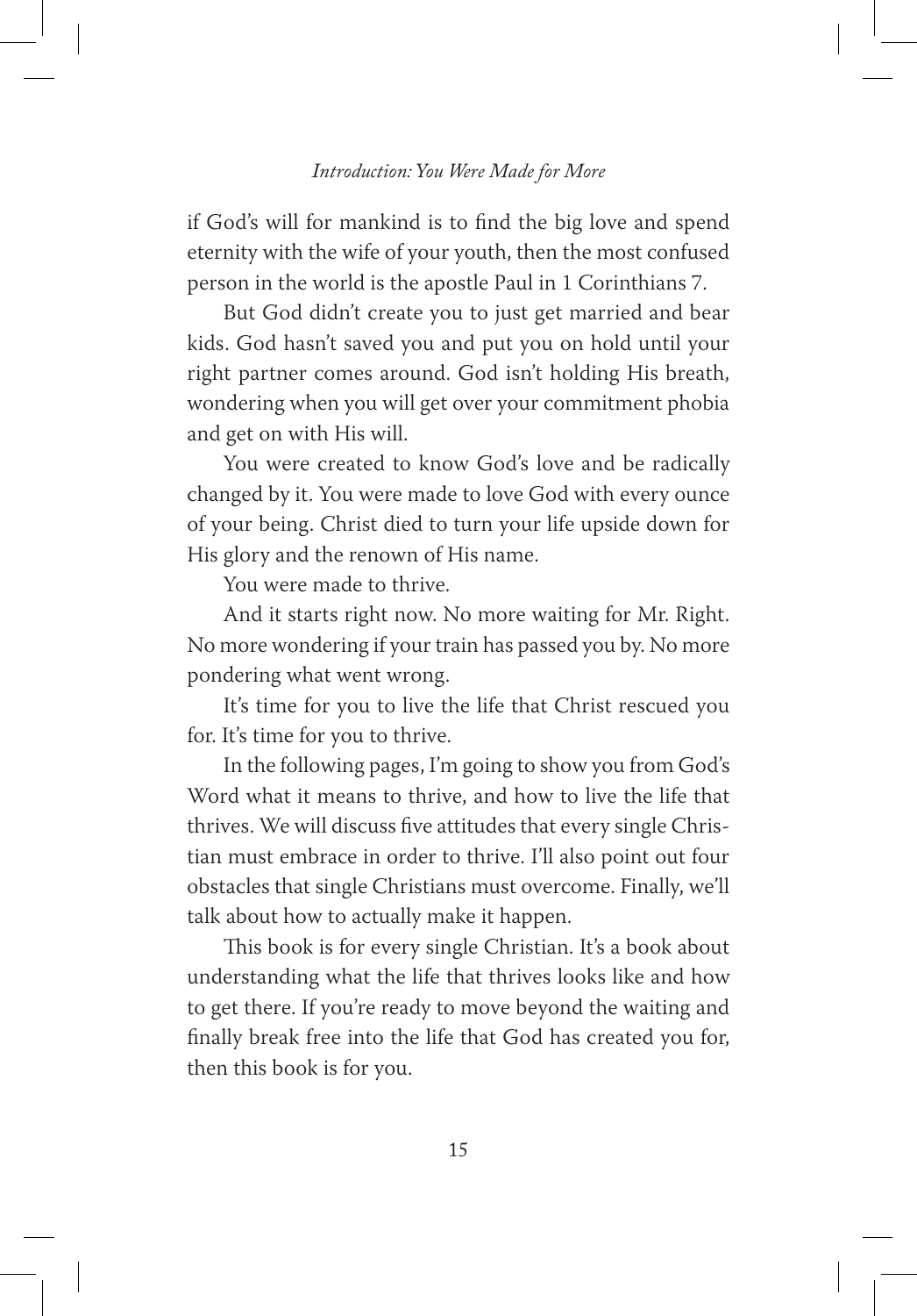if God's will for mankind is to find the big love and spend eternity with the wife of your youth, then the most confused person in the world is the apostle Paul in 1 Corinthians 7.

But God didn't create you to just get married and bear kids. God hasn't saved you and put you on hold until your right partner comes around. God isn't holding His breath, wondering when you will get over your commitment phobia and get on with His will.

You were created to know God's love and be radically changed by it. You were made to love God with every ounce of your being. Christ died to turn your life upside down for His glory and the renown of His name.

You were made to thrive.

And it starts right now. No more waiting for Mr. Right. No more wondering if your train has passed you by. No more pondering what went wrong.

It's time for you to live the life that Christ rescued you for. It's time for you to thrive.

In the following pages, I'm going to show you from God's Word what it means to thrive, and how to live the life that thrives. We will discuss five attitudes that every single Christian must embrace in order to thrive. I'll also point out four obstacles that single Christians must overcome. Finally, we'll talk about how to actually make it happen.

This book is for every single Christian. It's a book about understanding what the life that thrives looks like and how to get there. If you're ready to move beyond the waiting and finally break free into the life that God has created you for, then this book is for you.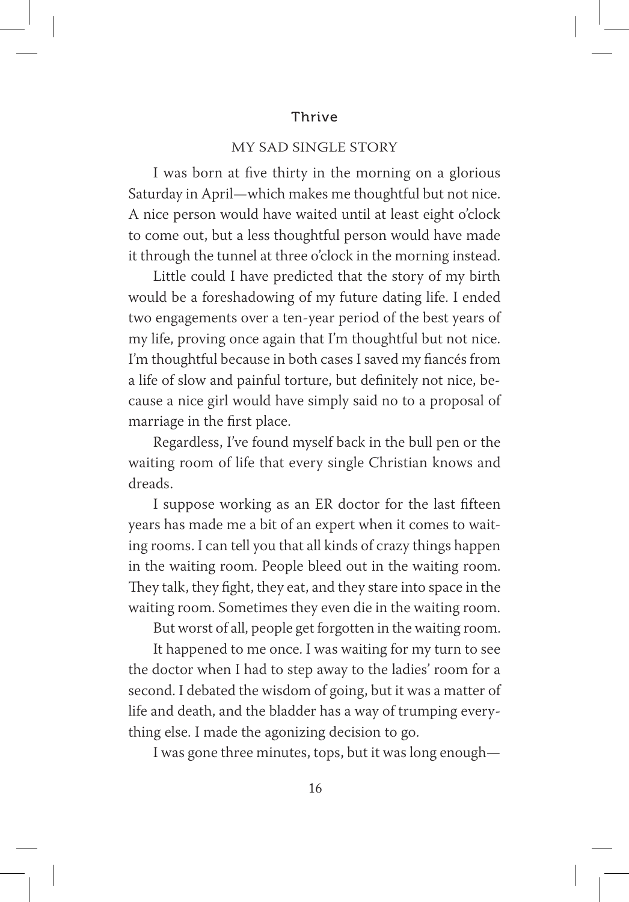## MY SAD SINGLE STORY

I was born at five thirty in the morning on a glorious Saturday in April—which makes me thoughtful but not nice. A nice person would have waited until at least eight o'clock to come out, but a less thoughtful person would have made it through the tunnel at three o'clock in the morning instead.

Little could I have predicted that the story of my birth would be a foreshadowing of my future dating life. I ended two engagements over a ten-year period of the best years of my life, proving once again that I'm thoughtful but not nice. I'm thoughtful because in both cases I saved my fiancés from a life of slow and painful torture, but definitely not nice, because a nice girl would have simply said no to a proposal of marriage in the first place.

Regardless, I've found myself back in the bull pen or the waiting room of life that every single Christian knows and dreads.

I suppose working as an ER doctor for the last fifteen years has made me a bit of an expert when it comes to waiting rooms. I can tell you that all kinds of crazy things happen in the waiting room. People bleed out in the waiting room. They talk, they fight, they eat, and they stare into space in the waiting room. Sometimes they even die in the waiting room.

But worst of all, people get forgotten in the waiting room.

It happened to me once. I was waiting for my turn to see the doctor when I had to step away to the ladies' room for a second. I debated the wisdom of going, but it was a matter of life and death, and the bladder has a way of trumping everything else. I made the agonizing decision to go.

I was gone three minutes, tops, but it was long enough—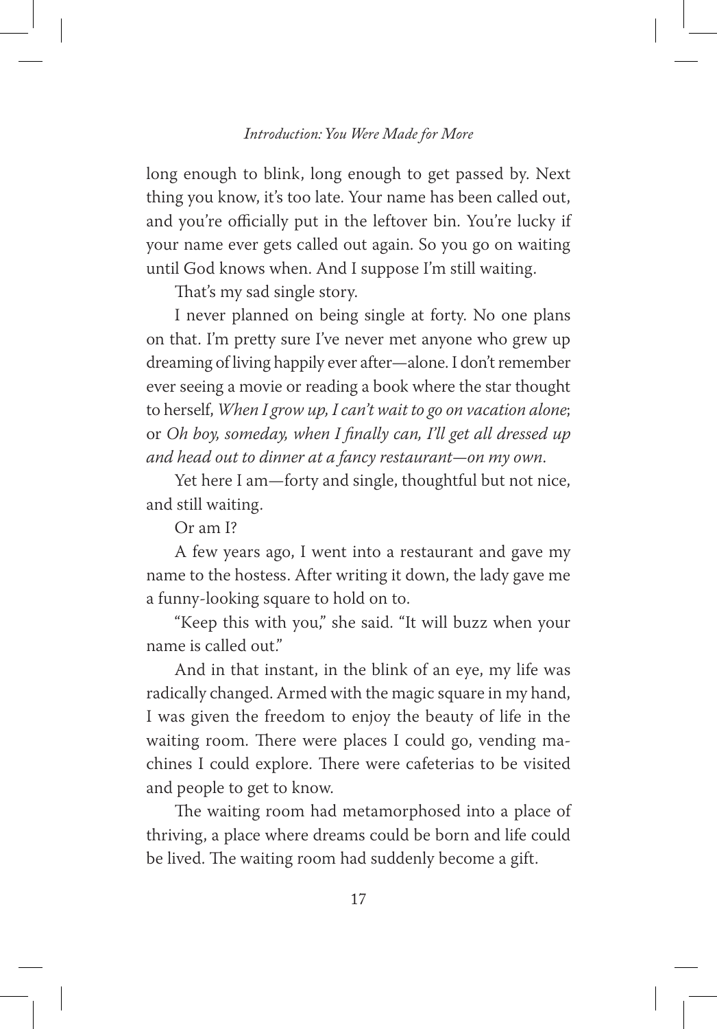long enough to blink, long enough to get passed by. Next thing you know, it's too late. Your name has been called out, and you're officially put in the leftover bin. You're lucky if your name ever gets called out again. So you go on waiting until God knows when. And I suppose I'm still waiting.

That's my sad single story.

I never planned on being single at forty. No one plans on that. I'm pretty sure I've never met anyone who grew up dreaming of living happily ever after—alone. I don't remember ever seeing a movie or reading a book where the star thought to herself, *When I grow up, I can't wait to go on vacation alone*; or *Oh boy, someday, when I finally can, I'll get all dressed up and head out to dinner at a fancy restaurant—on my own*.

Yet here I am—forty and single, thoughtful but not nice, and still waiting.

Or am I?

A few years ago, I went into a restaurant and gave my name to the hostess. After writing it down, the lady gave me a funny-looking square to hold on to.

"Keep this with you," she said. "It will buzz when your name is called out."

And in that instant, in the blink of an eye, my life was radically changed. Armed with the magic square in my hand, I was given the freedom to enjoy the beauty of life in the waiting room. There were places I could go, vending machines I could explore. There were cafeterias to be visited and people to get to know.

The waiting room had metamorphosed into a place of thriving, a place where dreams could be born and life could be lived. The waiting room had suddenly become a gift.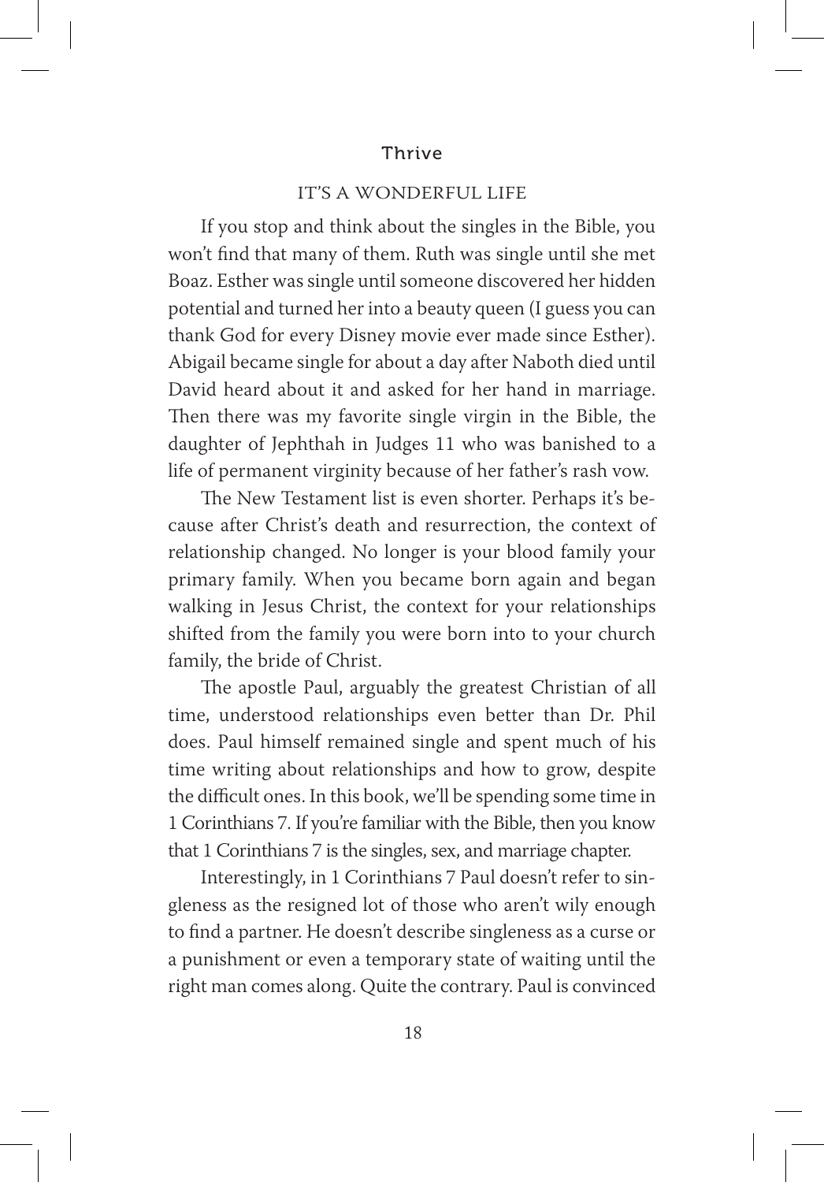## IT'S A WONDERFUL LIFE

If you stop and think about the singles in the Bible, you won't find that many of them. Ruth was single until she met Boaz. Esther was single until someone discovered her hidden potential and turned her into a beauty queen (I guess you can thank God for every Disney movie ever made since Esther). Abigail became single for about a day after Naboth died until David heard about it and asked for her hand in marriage. Then there was my favorite single virgin in the Bible, the daughter of Jephthah in Judges 11 who was banished to a life of permanent virginity because of her father's rash vow.

The New Testament list is even shorter. Perhaps it's because after Christ's death and resurrection, the context of relationship changed. No longer is your blood family your primary family. When you became born again and began walking in Jesus Christ, the context for your relationships shifted from the family you were born into to your church family, the bride of Christ.

The apostle Paul, arguably the greatest Christian of all time, understood relationships even better than Dr. Phil does. Paul himself remained single and spent much of his time writing about relationships and how to grow, despite the difficult ones. In this book, we'll be spending some time in 1 Corinthians 7. If you're familiar with the Bible, then you know that 1 Corinthians 7 is the singles, sex, and marriage chapter.

Interestingly, in 1 Corinthians 7 Paul doesn't refer to singleness as the resigned lot of those who aren't wily enough to find a partner. He doesn't describe singleness as a curse or a punishment or even a temporary state of waiting until the right man comes along. Quite the contrary. Paul is convinced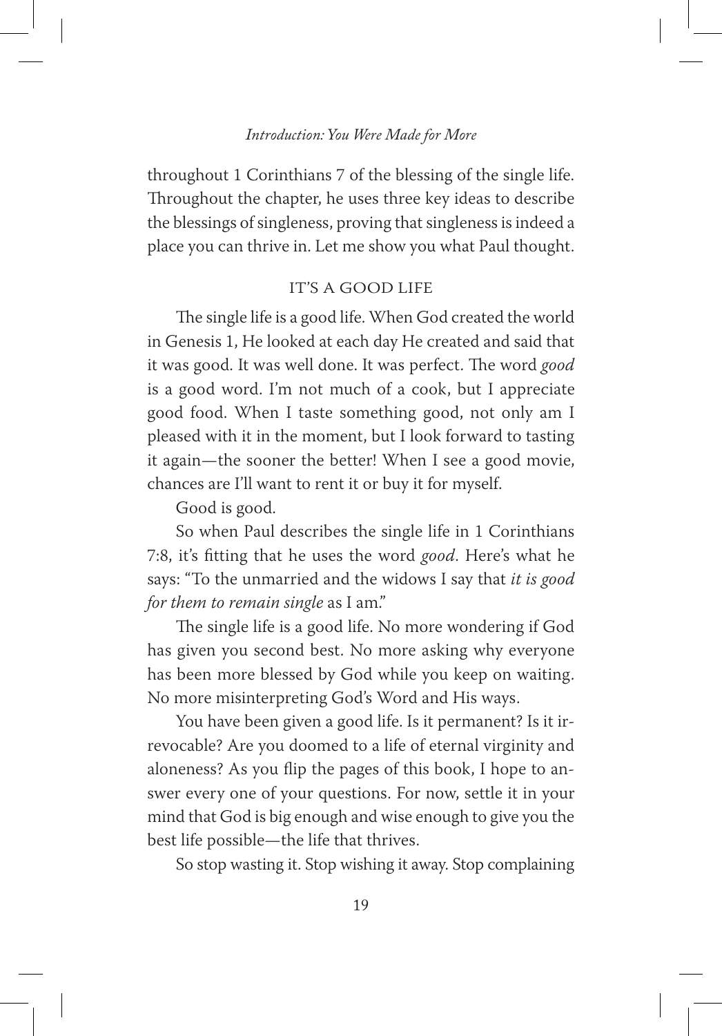throughout 1 Corinthians 7 of the blessing of the single life. Throughout the chapter, he uses three key ideas to describe the blessings of singleness, proving that singleness is indeed a place you can thrive in. Let me show you what Paul thought.

## IT'S A GOOD LIFE

The single life is a good life. When God created the world in Genesis 1, He looked at each day He created and said that it was good. It was well done. It was perfect. The word *good* is a good word. I'm not much of a cook, but I appreciate good food. When I taste something good, not only am I pleased with it in the moment, but I look forward to tasting it again—the sooner the better! When I see a good movie, chances are I'll want to rent it or buy it for myself.

Good is good.

So when Paul describes the single life in 1 Corinthians 7:8, it's fitting that he uses the word *good*. Here's what he says: "To the unmarried and the widows I say that *it is good for them to remain single* as I am."

The single life is a good life. No more wondering if God has given you second best. No more asking why everyone has been more blessed by God while you keep on waiting. No more misinterpreting God's Word and His ways.

You have been given a good life. Is it permanent? Is it irrevocable? Are you doomed to a life of eternal virginity and aloneness? As you flip the pages of this book, I hope to answer every one of your questions. For now, settle it in your mind that God is big enough and wise enough to give you the best life possible—the life that thrives.

So stop wasting it. Stop wishing it away. Stop complaining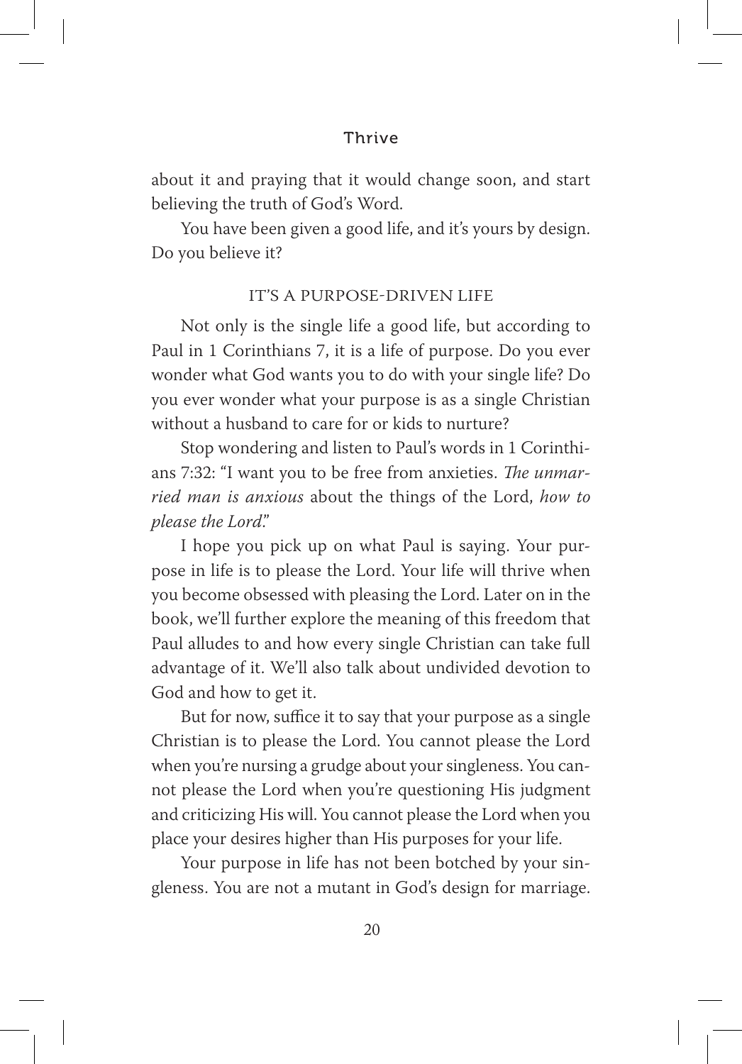about it and praying that it would change soon, and start believing the truth of God's Word.

You have been given a good life, and it's yours by design. Do you believe it?

## IT'S A PURPOSE-DRIVEN LIFE

Not only is the single life a good life, but according to Paul in 1 Corinthians 7, it is a life of purpose. Do you ever wonder what God wants you to do with your single life? Do you ever wonder what your purpose is as a single Christian without a husband to care for or kids to nurture?

Stop wondering and listen to Paul's words in 1 Corinthians 7:32: "I want you to be free from anxieties. *The unmarried man is anxious* about the things of the Lord, *how to please the Lord*."

I hope you pick up on what Paul is saying. Your purpose in life is to please the Lord. Your life will thrive when you become obsessed with pleasing the Lord. Later on in the book, we'll further explore the meaning of this freedom that Paul alludes to and how every single Christian can take full advantage of it. We'll also talk about undivided devotion to God and how to get it.

But for now, suffice it to say that your purpose as a single Christian is to please the Lord. You cannot please the Lord when you're nursing a grudge about your singleness. You cannot please the Lord when you're questioning His judgment and criticizing His will. You cannot please the Lord when you place your desires higher than His purposes for your life.

Your purpose in life has not been botched by your singleness. You are not a mutant in God's design for marriage.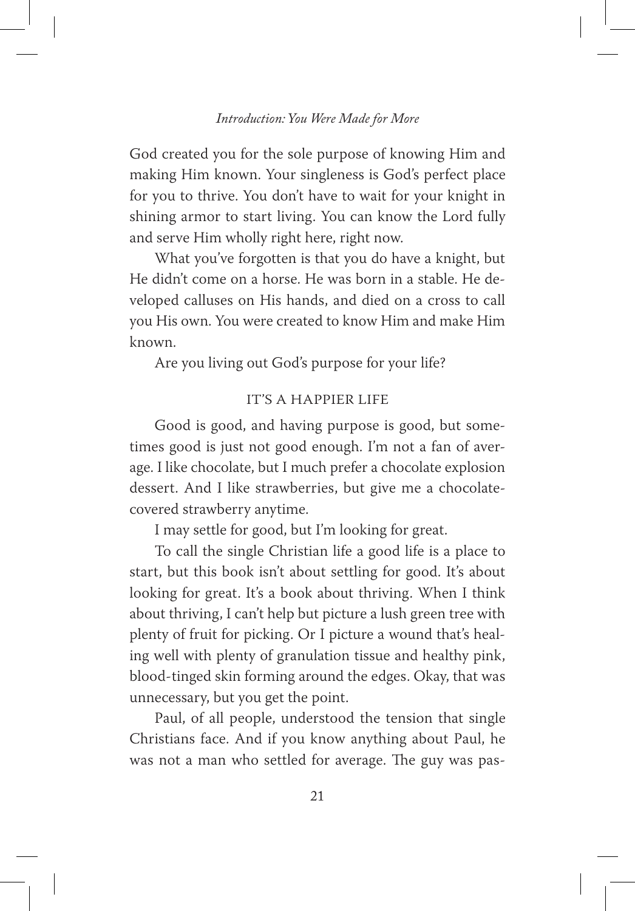God created you for the sole purpose of knowing Him and making Him known. Your singleness is God's perfect place for you to thrive. You don't have to wait for your knight in shining armor to start living. You can know the Lord fully and serve Him wholly right here, right now.

What you've forgotten is that you do have a knight, but He didn't come on a horse. He was born in a stable. He developed calluses on His hands, and died on a cross to call you His own. You were created to know Him and make Him known.

Are you living out God's purpose for your life?

## IT'S A HAPPIER LIFE

Good is good, and having purpose is good, but sometimes good is just not good enough. I'm not a fan of average. I like chocolate, but I much prefer a chocolate explosion dessert. And I like strawberries, but give me a chocolate-covered strawberry anytime.

I may settle for good, but I'm looking for great.

To call the single Christian life a good life is a place to start, but this book isn't about settling for good. It's about looking for great. It's a book about thriving. When I think about thriving, I can't help but picture a lush green tree with plenty of fruit for picking. Or I picture a wound that's healing well with plenty of granulation tissue and healthy pink, blood-tinged skin forming around the edges. Okay, that was unnecessary, but you get the point.

Paul, of all people, understood the tension that single Christians face. And if you know anything about Paul, he was not a man who settled for average. The guy was pas-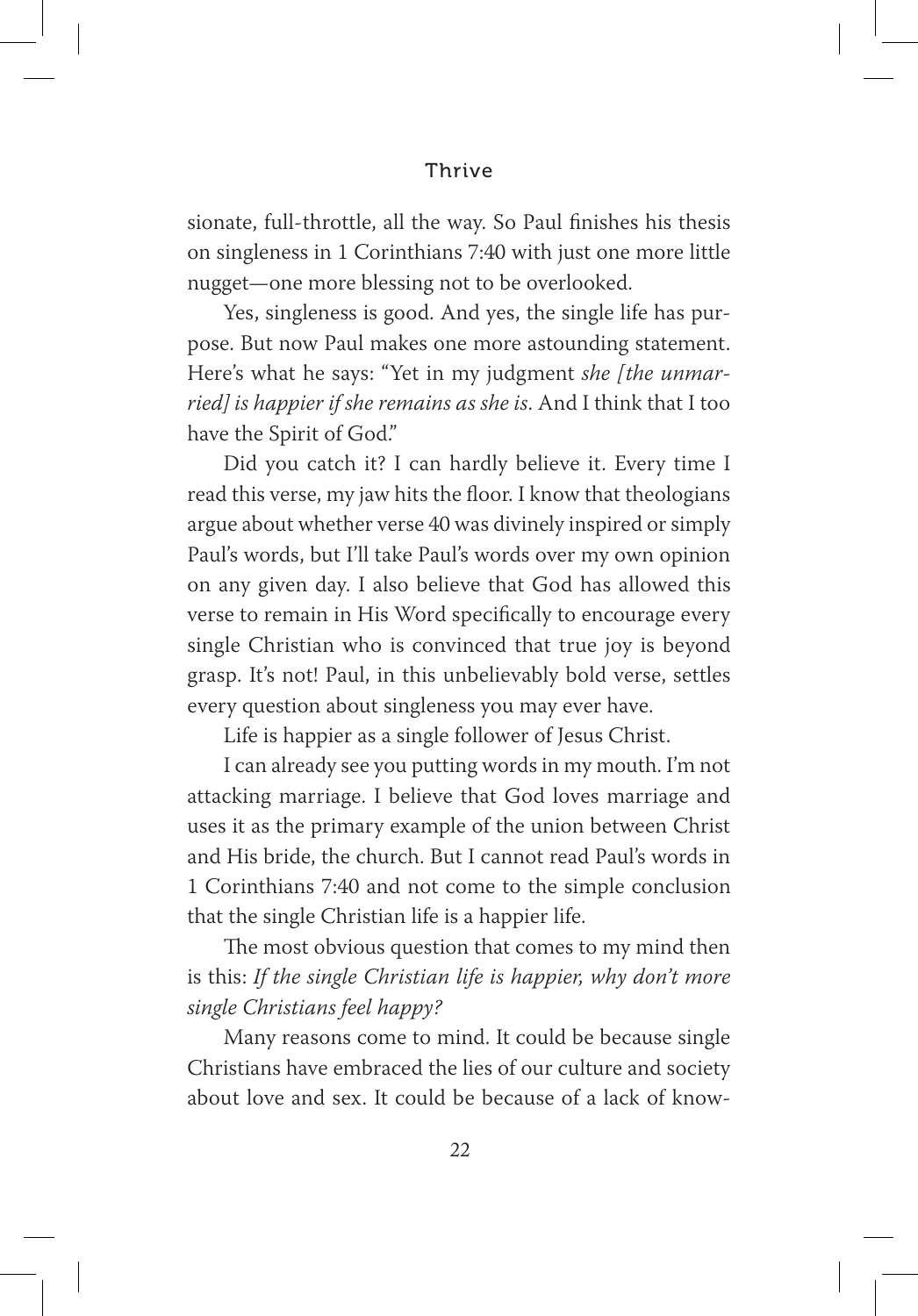sionate, full-throttle, all the way. So Paul finishes his thesis on singleness in 1 Corinthians 7:40 with just one more little nugget—one more blessing not to be overlooked.

Yes, singleness is good. And yes, the single life has purpose. But now Paul makes one more astounding statement. Here's what he says: "Yet in my judgment *she [the unmarried] is happier if she remains as she is*. And I think that I too have the Spirit of God."

Did you catch it? I can hardly believe it. Every time I read this verse, my jaw hits the floor. I know that theologians argue about whether verse 40 was divinely inspired or simply Paul's words, but I'll take Paul's words over my own opinion on any given day. I also believe that God has allowed this verse to remain in His Word specifically to encourage every single Christian who is convinced that true joy is beyond grasp. It's not! Paul, in this unbelievably bold verse, settles every question about singleness you may ever have.

Life is happier as a single follower of Jesus Christ.

I can already see you putting words in my mouth. I'm not attacking marriage. I believe that God loves marriage and uses it as the primary example of the union between Christ and His bride, the church. But I cannot read Paul's words in 1 Corinthians 7:40 and not come to the simple conclusion that the single Christian life is a happier life.

The most obvious question that comes to my mind then is this: *If the single Christian life is happier, why don't more single Christians feel happy?*

Many reasons come to mind. It could be because single Christians have embraced the lies of our culture and society about love and sex. It could be because of a lack of know-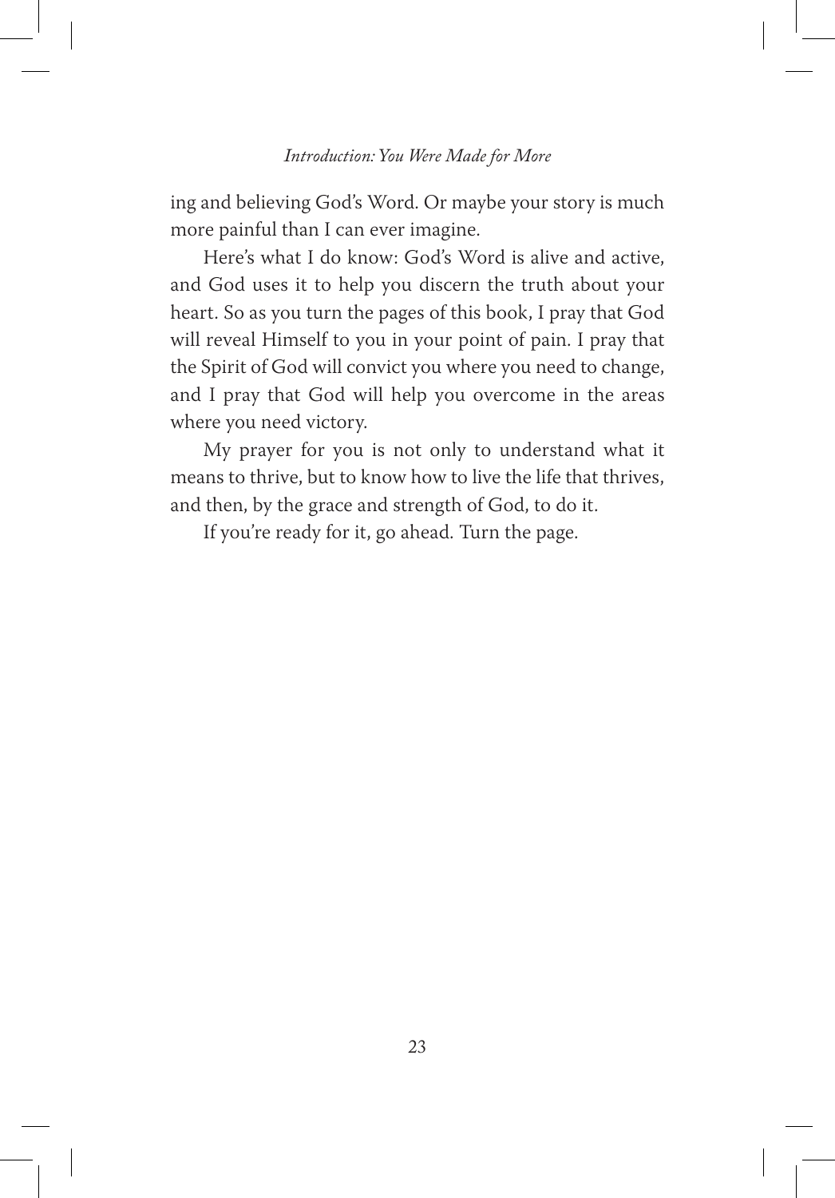ing and believing God's Word. Or maybe your story is much more painful than I can ever imagine.

Here's what I do know: God's Word is alive and active, and God uses it to help you discern the truth about your heart. So as you turn the pages of this book, I pray that God will reveal Himself to you in your point of pain. I pray that the Spirit of God will convict you where you need to change, and I pray that God will help you overcome in the areas where you need victory.

My prayer for you is not only to understand what it means to thrive, but to know how to live the life that thrives, and then, by the grace and strength of God, to do it.

If you're ready for it, go ahead. Turn the page.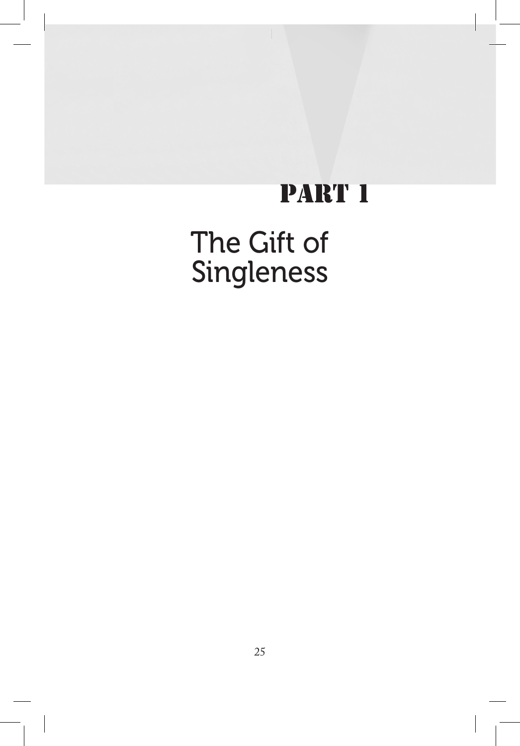# PART 1

# The Gift of Singleness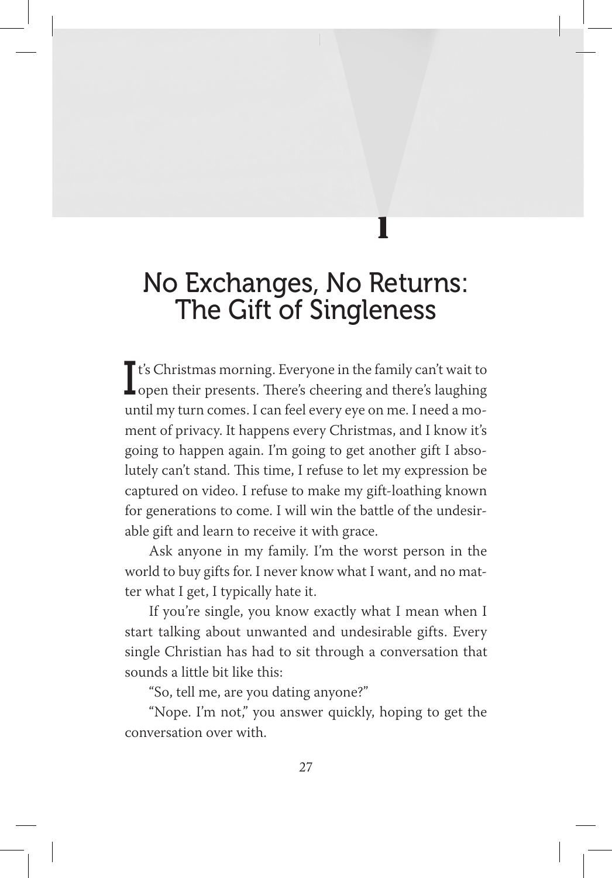# 1

# No Exchanges, No Returns: The Gift of Singleness

It's Christmas morning. Everyone in the family can't wait to open their presents. There's cheering and there's laughing until my turn comes. I can feel every eye on me. I need a moment of privacy. It happens every Christmas, and I know it's going to happen again. I'm going to get another gift I absolutely can't stand. This time, I refuse to let my expression be captured on video. I refuse to make my gift-loathing known for generations to come. I will win the battle of the undesirable gift and learn to receive it with grace.

Ask anyone in my family. I'm the worst person in the world to buy gifts for. I never know what I want, and no matter what I get, I typically hate it.

If you're single, you know exactly what I mean when I start talking about unwanted and undesirable gifts. Every single Christian has had to sit through a conversation that sounds a little bit like this:

"So, tell me, are you dating anyone?"

"Nope. I'm not," you answer quickly, hoping to get the conversation over with.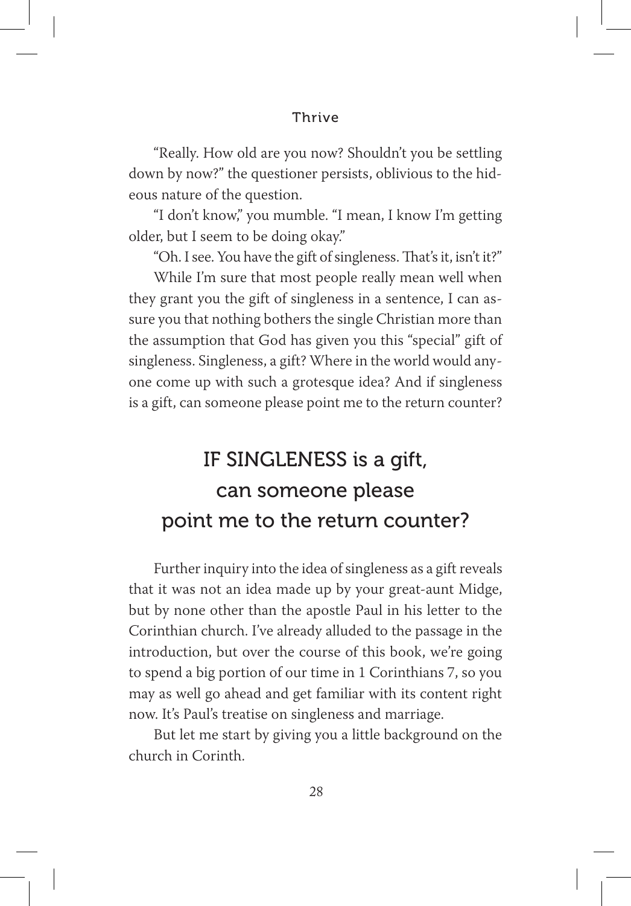"Really. How old are you now? Shouldn't you be settling down by now?" the questioner persists, oblivious to the hideous nature of the question.

"I don't know," you mumble. "I mean, I know I'm getting older, but I seem to be doing okay."

"Oh. I see. You have the gift of singleness. That's it, isn't it?"

While I'm sure that most people really mean well when they grant you the gift of singleness in a sentence, I can assure you that nothing bothers the single Christian more than the assumption that God has given you this "special" gift of singleness. Singleness, a gift? Where in the world would anyone come up with such a grotesque idea? And if singleness is a gift, can someone please point me to the return counter?

> IF SINGLENESS is a gift, can someone please point me to the return counter?

Further inquiry into the idea of singleness as a gift reveals that it was not an idea made up by your great-aunt Midge, but by none other than the apostle Paul in his letter to the Corinthian church. I've already alluded to the passage in the introduction, but over the course of this book, we're going to spend a big portion of our time in 1 Corinthians 7, so you may as well go ahead and get familiar with its content right now. It's Paul's treatise on singleness and marriage.

But let me start by giving you a little background on the church in Corinth.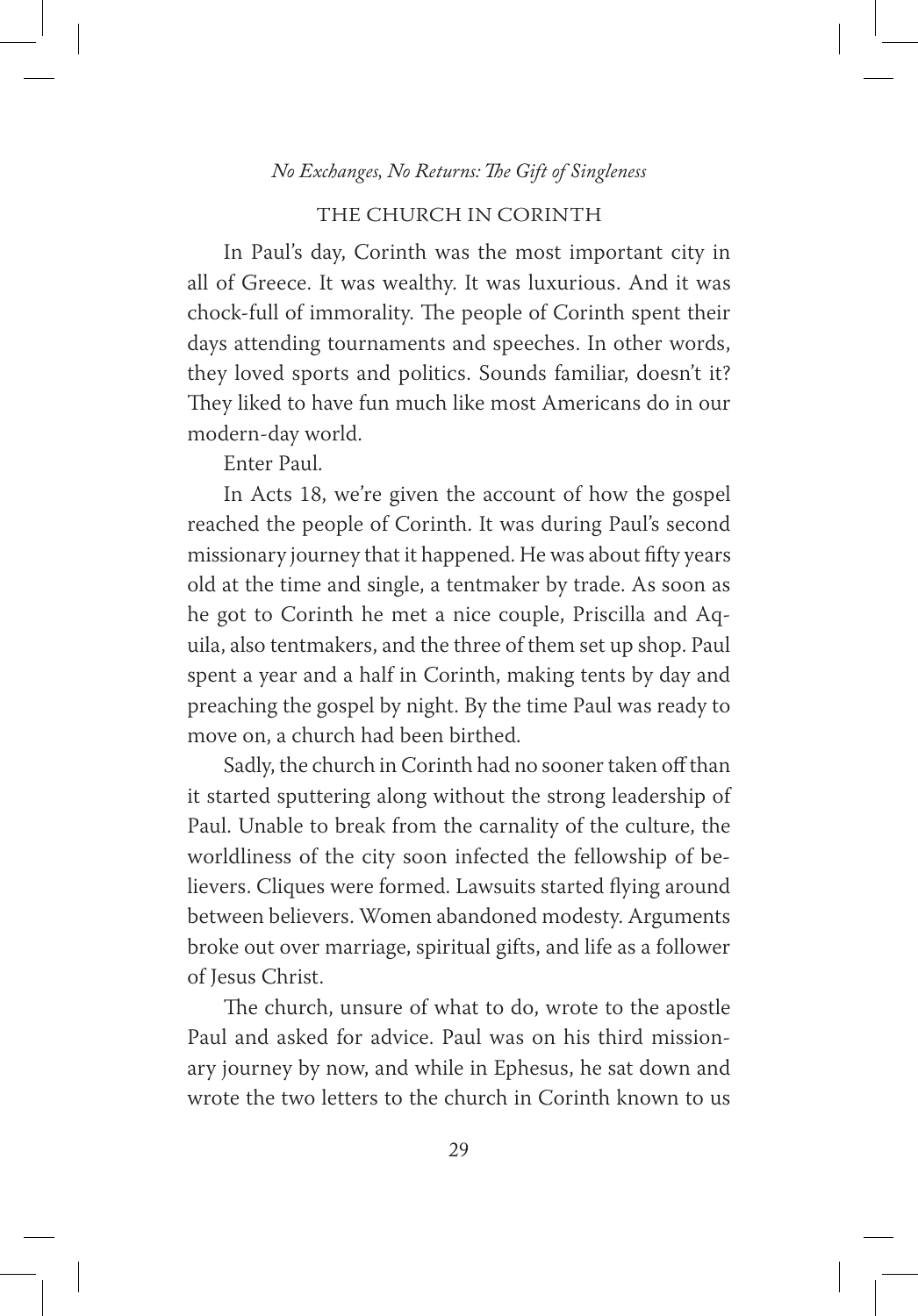## THE CHURCH IN CORINTH

In Paul's day, Corinth was the most important city in all of Greece. It was wealthy. It was luxurious. And it was chock-full of immorality. The people of Corinth spent their days attending tournaments and speeches. In other words, they loved sports and politics. Sounds familiar, doesn't it? They liked to have fun much like most Americans do in our modern-day world.

Enter Paul.

In Acts 18, we're given the account of how the gospel reached the people of Corinth. It was during Paul's second missionary journey that it happened. He was about fifty years old at the time and single, a tentmaker by trade. As soon as he got to Corinth he met a nice couple, Priscilla and Aquila, also tentmakers, and the three of them set up shop. Paul spent a year and a half in Corinth, making tents by day and preaching the gospel by night. By the time Paul was ready to move on, a church had been birthed.

Sadly, the church in Corinth had no sooner taken off than it started sputtering along without the strong leadership of Paul. Unable to break from the carnality of the culture, the worldliness of the city soon infected the fellowship of believers. Cliques were formed. Lawsuits started flying around between believers. Women abandoned modesty. Arguments broke out over marriage, spiritual gifts, and life as a follower of Jesus Christ.

The church, unsure of what to do, wrote to the apostle Paul and asked for advice. Paul was on his third missionary journey by now, and while in Ephesus, he sat down and wrote the two letters to the church in Corinth known to us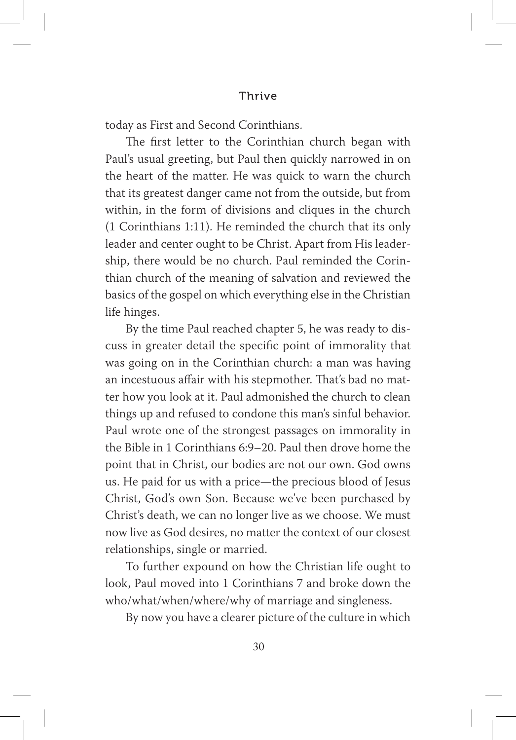today as First and Second Corinthians.

The first letter to the Corinthian church began with Paul's usual greeting, but Paul then quickly narrowed in on the heart of the matter. He was quick to warn the church that its greatest danger came not from the outside, but from within, in the form of divisions and cliques in the church (1 Corinthians 1:11). He reminded the church that its only leader and center ought to be Christ. Apart from His leadership, there would be no church. Paul reminded the Corinthian church of the meaning of salvation and reviewed the basics of the gospel on which everything else in the Christian life hinges.

By the time Paul reached chapter 5, he was ready to discuss in greater detail the specific point of immorality that was going on in the Corinthian church: a man was having an incestuous affair with his stepmother. That's bad no matter how you look at it. Paul admonished the church to clean things up and refused to condone this man's sinful behavior. Paul wrote one of the strongest passages on immorality in the Bible in 1 Corinthians 6:9–20. Paul then drove home the point that in Christ, our bodies are not our own. God owns us. He paid for us with a price—the precious blood of Jesus Christ, God's own Son. Because we've been purchased by Christ's death, we can no longer live as we choose. We must now live as God desires, no matter the context of our closest relationships, single or married.

To further expound on how the Christian life ought to look, Paul moved into 1 Corinthians 7 and broke down the who/what/when/where/why of marriage and singleness.

By now you have a clearer picture of the culture in which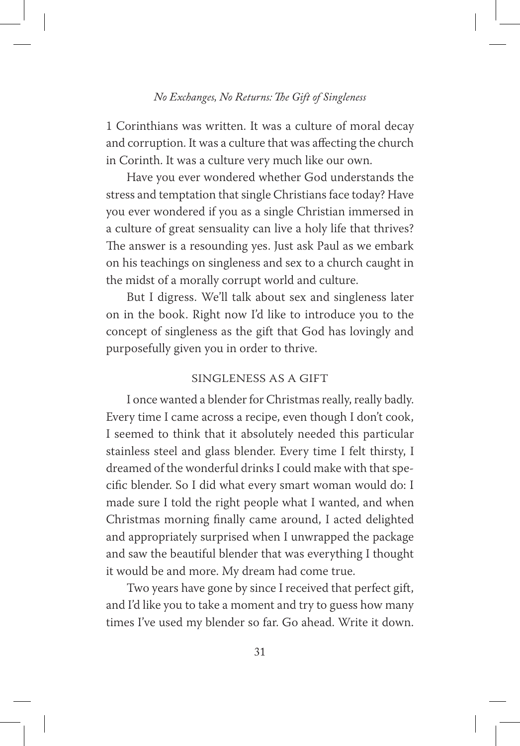1 Corinthians was written. It was a culture of moral decay and corruption. It was a culture that was affecting the church in Corinth. It was a culture very much like our own.

Have you ever wondered whether God understands the stress and temptation that single Christians face today? Have you ever wondered if you as a single Christian immersed in a culture of great sensuality can live a holy life that thrives? The answer is a resounding yes. Just ask Paul as we embark on his teachings on singleness and sex to a church caught in the midst of a morally corrupt world and culture.

But I digress. We'll talk about sex and singleness later on in the book. Right now I'd like to introduce you to the concept of singleness as the gift that God has lovingly and purposefully given you in order to thrive.

## SINGLENESS AS A GIFT

I once wanted a blender for Christmas really, really badly. Every time I came across a recipe, even though I don't cook, I seemed to think that it absolutely needed this particular stainless steel and glass blender. Every time I felt thirsty, I dreamed of the wonderful drinks I could make with that specific blender. So I did what every smart woman would do: I made sure I told the right people what I wanted, and when Christmas morning finally came around, I acted delighted and appropriately surprised when I unwrapped the package and saw the beautiful blender that was everything I thought it would be and more. My dream had come true.

Two years have gone by since I received that perfect gift, and I'd like you to take a moment and try to guess how many times I've used my blender so far. Go ahead. Write it down.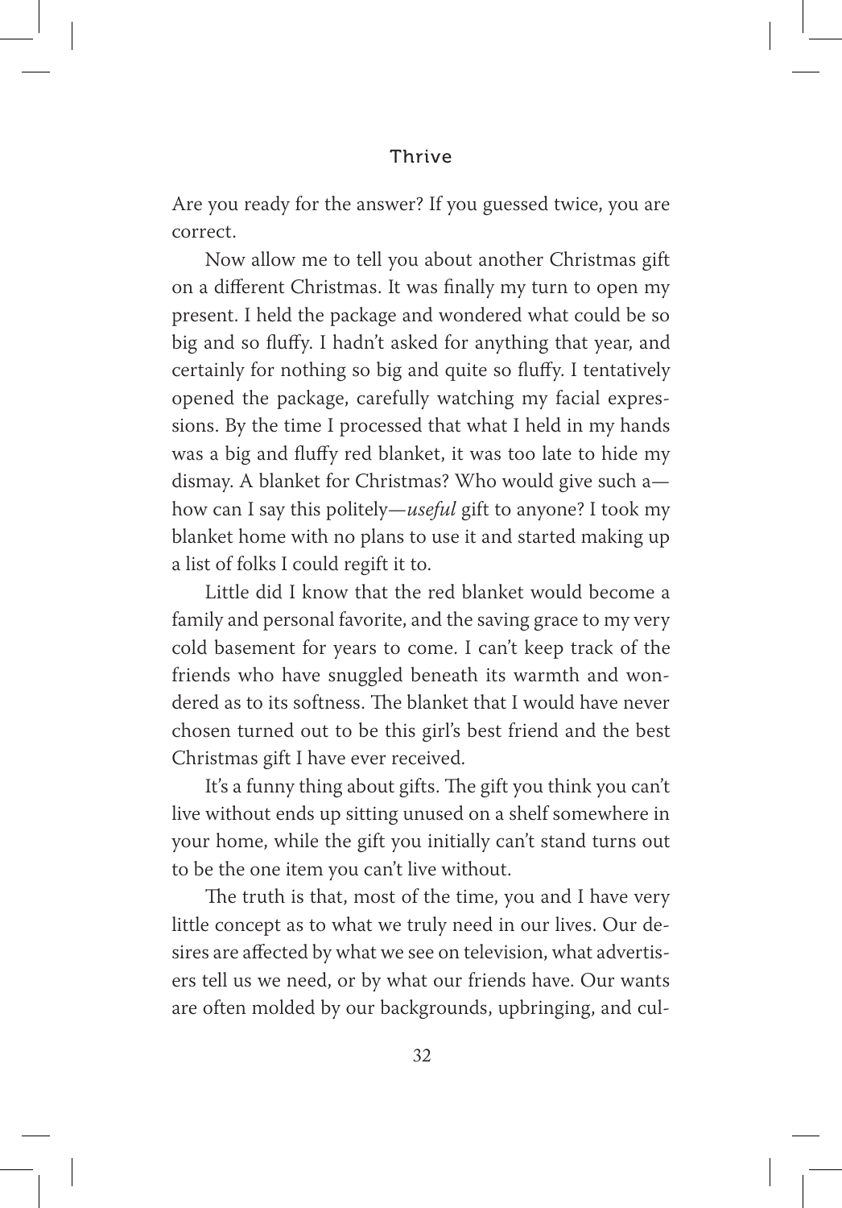Are you ready for the answer? If you guessed twice, you are correct.

Now allow me to tell you about another Christmas gift on a different Christmas. It was finally my turn to open my present. I held the package and wondered what could be so big and so fluffy. I hadn't asked for anything that year, and certainly for nothing so big and quite so fluffy. I tentatively opened the package, carefully watching my facial expressions. By the time I processed that what I held in my hands was a big and fluffy red blanket, it was too late to hide my dismay. A blanket for Christmas? Who would give such a—how can I say this politely—*useful* gift to anyone? I took my blanket home with no plans to use it and started making up a list of folks I could regift it to.

Little did I know that the red blanket would become a family and personal favorite, and the saving grace to my very cold basement for years to come. I can't keep track of the friends who have snuggled beneath its warmth and wondered as to its softness. The blanket that I would have never chosen turned out to be this girl's best friend and the best Christmas gift I have ever received.

It's a funny thing about gifts. The gift you think you can't live without ends up sitting unused on a shelf somewhere in your home, while the gift you initially can't stand turns out to be the one item you can't live without.

The truth is that, most of the time, you and I have very little concept as to what we truly need in our lives. Our desires are affected by what we see on television, what advertisers tell us we need, or by what our friends have. Our wants are often molded by our backgrounds, upbringing, and cul-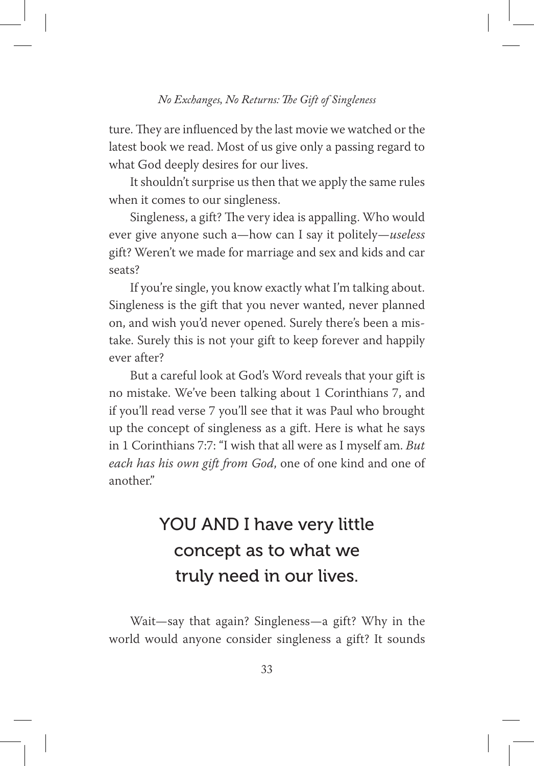ture. They are influenced by the last movie we watched or the latest book we read. Most of us give only a passing regard to what God deeply desires for our lives.

It shouldn't surprise us then that we apply the same rules when it comes to our singleness.

Singleness, a gift? The very idea is appalling. Who would ever give anyone such a—how can I say it politely—*useless* gift? Weren't we made for marriage and sex and kids and car seats?

If you're single, you know exactly what I'm talking about. Singleness is the gift that you never wanted, never planned on, and wish you'd never opened. Surely there's been a mistake. Surely this is not your gift to keep forever and happily ever after?

But a careful look at God's Word reveals that your gift is no mistake. We've been talking about 1 Corinthians 7, and if you'll read verse 7 you'll see that it was Paul who brought up the concept of singleness as a gift. Here is what he says in 1 Corinthians 7:7: "I wish that all were as I myself am. *But each has his own gift from God*, one of one kind and one of another."

> YOU AND I have very little concept as to what we truly need in our lives.

Wait—say that again? Singleness—a gift? Why in the world would anyone consider singleness a gift? It sounds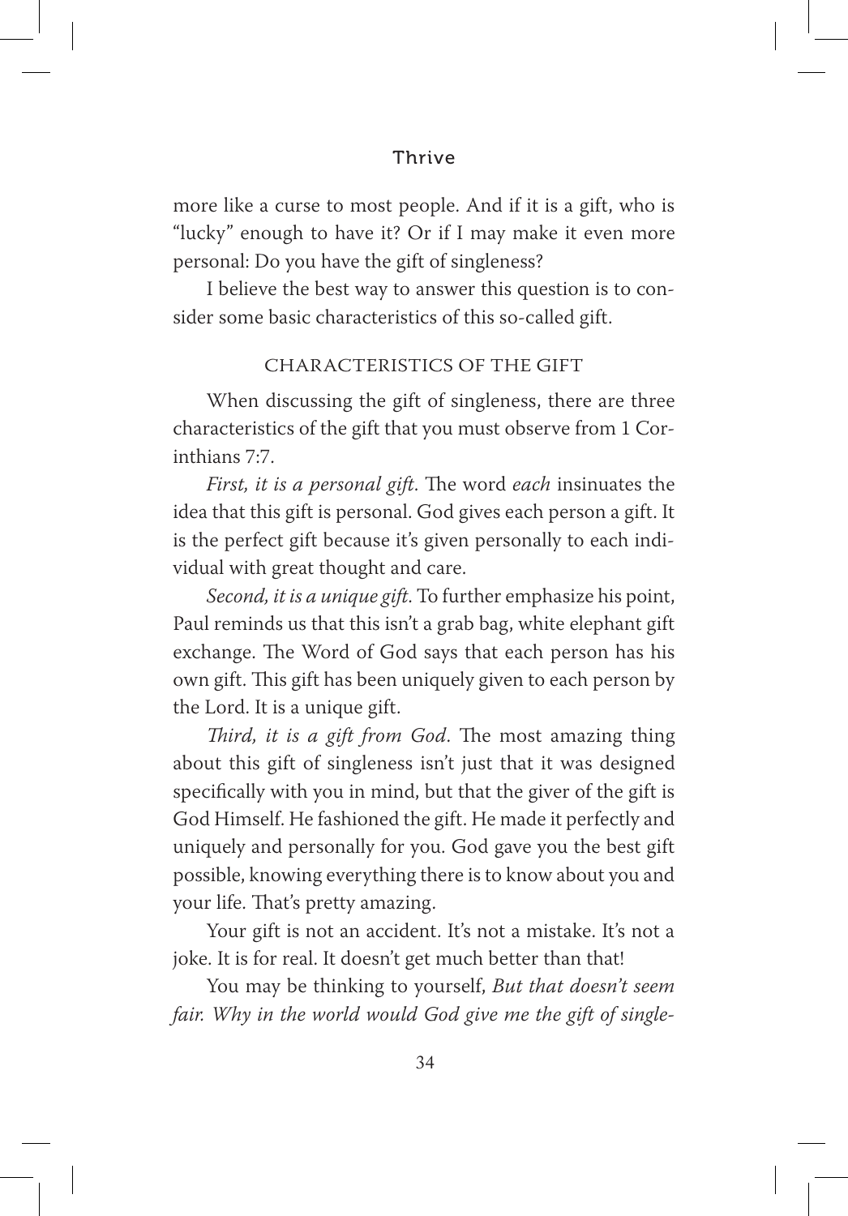more like a curse to most people. And if it is a gift, who is "lucky" enough to have it? Or if I may make it even more personal: Do you have the gift of singleness?

I believe the best way to answer this question is to consider some basic characteristics of this so-called gift.

## CHARACTERISTICS OF THE GIFT

When discussing the gift of singleness, there are three characteristics of the gift that you must observe from 1 Corinthians 7:7.

*First, it is a personal gift.* The word *each* insinuates the idea that this gift is personal. God gives each person a gift. It is the perfect gift because it's given personally to each individual with great thought and care.

*Second, it is a unique gift.* To further emphasize his point, Paul reminds us that this isn't a grab bag, white elephant gift exchange. The Word of God says that each person has his own gift. This gift has been uniquely given to each person by the Lord. It is a unique gift.

*Third, it is a gift from God.* The most amazing thing about this gift of singleness isn't just that it was designed specifically with you in mind, but that the giver of the gift is God Himself. He fashioned the gift. He made it perfectly and uniquely and personally for you. God gave you the best gift possible, knowing everything there is to know about you and your life. That's pretty amazing.

Your gift is not an accident. It's not a mistake. It's not a joke. It is for real. It doesn't get much better than that!

You may be thinking to yourself, *But that doesn't seem fair. Why in the world would God give me the gift of single-*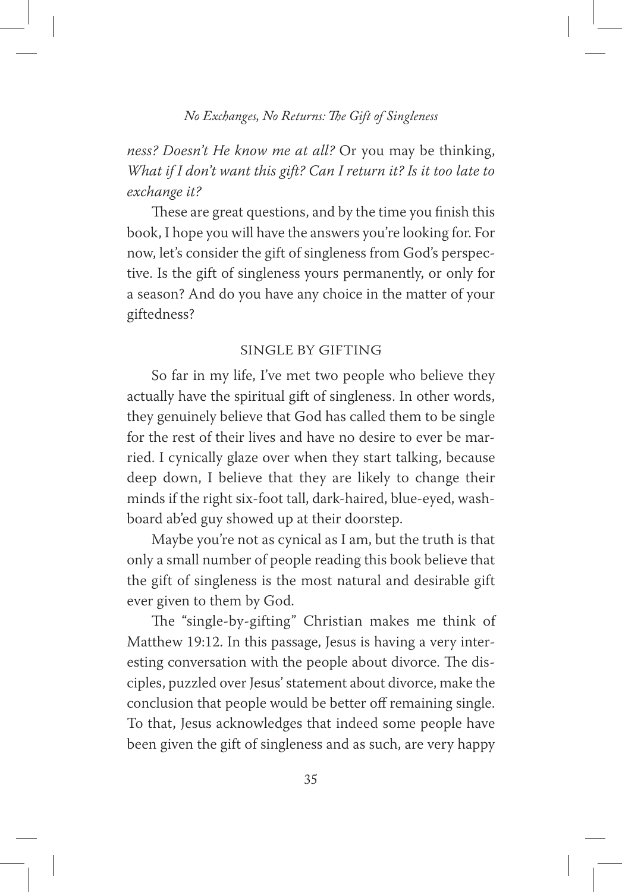*ness? Doesn't He know me at all?* Or you may be thinking, *What if I don't want this gift? Can I return it? Is it too late to exchange it?*

These are great questions, and by the time you finish this book, I hope you will have the answers you're looking for. For now, let's consider the gift of singleness from God's perspective. Is the gift of singleness yours permanently, or only for a season? And do you have any choice in the matter of your giftedness?

## SINGLE BY GIFTING

So far in my life, I've met two people who believe they actually have the spiritual gift of singleness. In other words, they genuinely believe that God has called them to be single for the rest of their lives and have no desire to ever be married. I cynically glaze over when they start talking, because deep down, I believe that they are likely to change their minds if the right six-foot tall, dark-haired, blue-eyed, washboard ab'ed guy showed up at their doorstep.

Maybe you're not as cynical as I am, but the truth is that only a small number of people reading this book believe that the gift of singleness is the most natural and desirable gift ever given to them by God.

The "single-by-gifting" Christian makes me think of Matthew 19:12. In this passage, Jesus is having a very interesting conversation with the people about divorce. The disciples, puzzled over Jesus' statement about divorce, make the conclusion that people would be better off remaining single. To that, Jesus acknowledges that indeed some people have been given the gift of singleness and as such, are very happy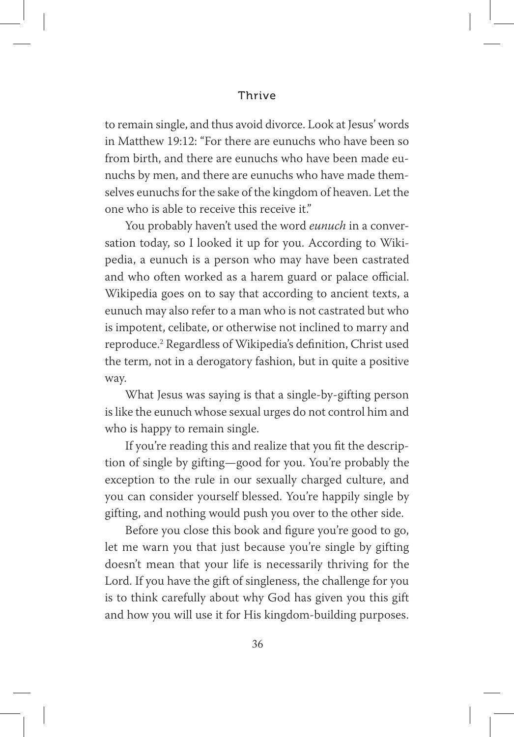to remain single, and thus avoid divorce. Look at Jesus' words in Matthew 19:12: "For there are eunuchs who have been so from birth, and there are eunuchs who have been made eunuchs by men, and there are eunuchs who have made themselves eunuchs for the sake of the kingdom of heaven. Let the one who is able to receive this receive it."

You probably haven't used the word *eunuch* in a conversation today, so I looked it up for you. According to Wikipedia, a eunuch is a person who may have been castrated and who often worked as a harem guard or palace official. Wikipedia goes on to say that according to ancient texts, a eunuch may also refer to a man who is not castrated but who is impotent, celibate, or otherwise not inclined to marry and reproduce.[2] Regardless of Wikipedia's definition, Christ used the term, not in a derogatory fashion, but in quite a positive way.

What Jesus was saying is that a single-by-gifting person is like the eunuch whose sexual urges do not control him and who is happy to remain single.

If you're reading this and realize that you fit the description of single by gifting—good for you. You're probably the exception to the rule in our sexually charged culture, and you can consider yourself blessed. You're happily single by gifting, and nothing would push you over to the other side.

Before you close this book and figure you're good to go, let me warn you that just because you're single by gifting doesn't mean that your life is necessarily thriving for the Lord. If you have the gift of singleness, the challenge for you is to think carefully about why God has given you this gift and how you will use it for His kingdom-building purposes.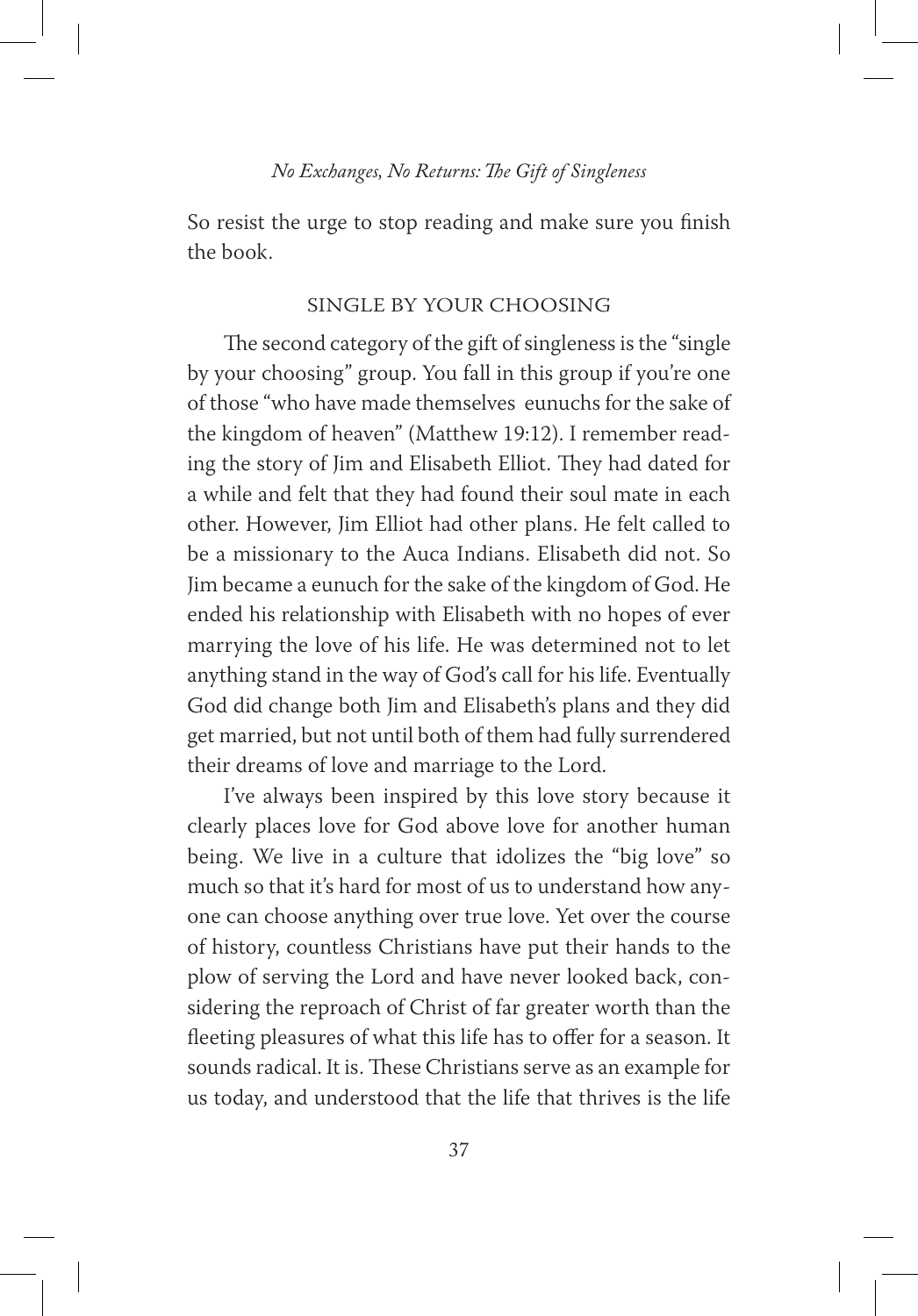So resist the urge to stop reading and make sure you finish the book.

## SINGLE BY YOUR CHOOSING

The second category of the gift of singleness is the "single by your choosing" group. You fall in this group if you're one of those "who have made themselves eunuchs for the sake of the kingdom of heaven" (Matthew 19:12). I remember reading the story of Jim and Elisabeth Elliot. They had dated for a while and felt that they had found their soul mate in each other. However, Jim Elliot had other plans. He felt called to be a missionary to the Auca Indians. Elisabeth did not. So Jim became a eunuch for the sake of the kingdom of God. He ended his relationship with Elisabeth with no hopes of ever marrying the love of his life. He was determined not to let anything stand in the way of God's call for his life. Eventually God did change both Jim and Elisabeth's plans and they did get married, but not until both of them had fully surrendered their dreams of love and marriage to the Lord.

I've always been inspired by this love story because it clearly places love for God above love for another human being. We live in a culture that idolizes the "big love" so much so that it's hard for most of us to understand how anyone can choose anything over true love. Yet over the course of history, countless Christians have put their hands to the plow of serving the Lord and have never looked back, considering the reproach of Christ of far greater worth than the fleeting pleasures of what this life has to offer for a season. It sounds radical. It is. These Christians serve as an example for us today, and understood that the life that thrives is the life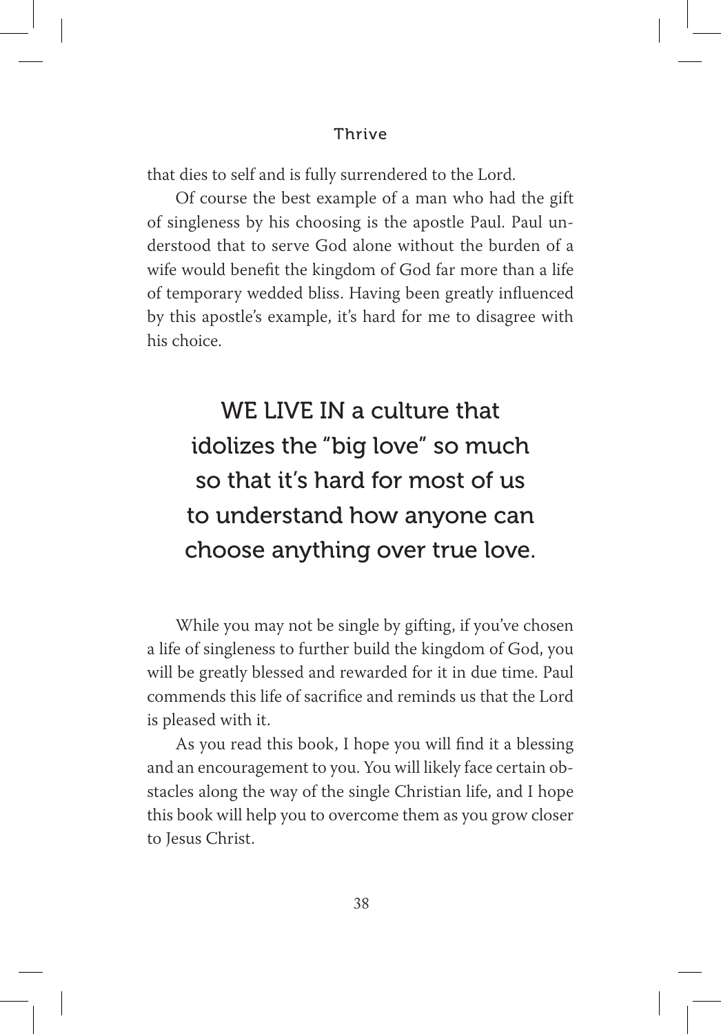that dies to self and is fully surrendered to the Lord.

Of course the best example of a man who had the gift of singleness by his choosing is the apostle Paul. Paul understood that to serve God alone without the burden of a wife would benefit the kingdom of God far more than a life of temporary wedded bliss. Having been greatly influenced by this apostle's example, it's hard for me to disagree with his choice.

> WE LIVE IN a culture that idolizes the "big love" so much so that it's hard for most of us to understand how anyone can choose anything over true love.

While you may not be single by gifting, if you've chosen a life of singleness to further build the kingdom of God, you will be greatly blessed and rewarded for it in due time. Paul commends this life of sacrifice and reminds us that the Lord is pleased with it.

As you read this book, I hope you will find it a blessing and an encouragement to you. You will likely face certain obstacles along the way of the single Christian life, and I hope this book will help you to overcome them as you grow closer to Jesus Christ.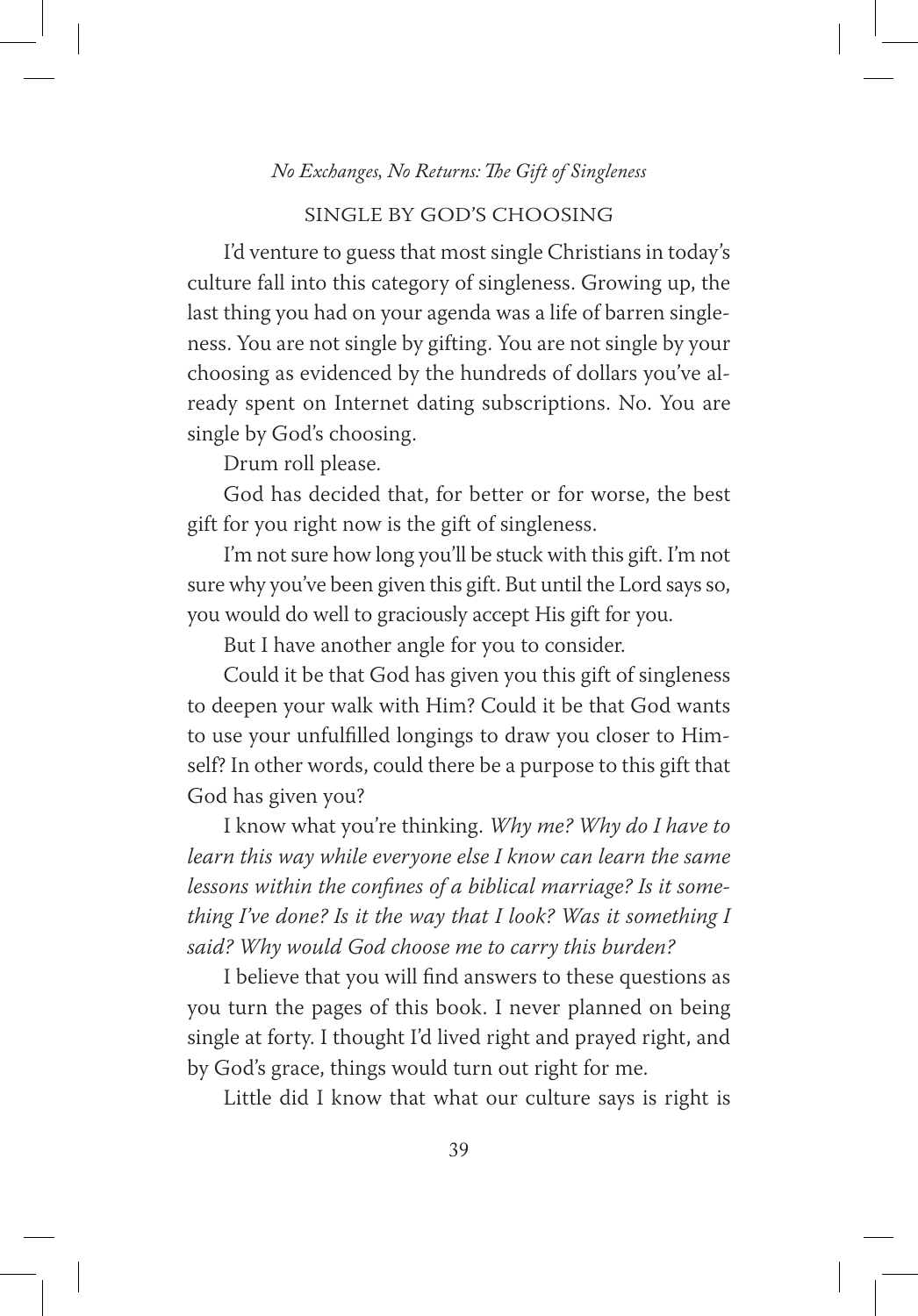## SINGLE BY GOD'S CHOOSING

I'd venture to guess that most single Christians in today's culture fall into this category of singleness. Growing up, the last thing you had on your agenda was a life of barren singleness. You are not single by gifting. You are not single by your choosing as evidenced by the hundreds of dollars you've already spent on Internet dating subscriptions. No. You are single by God's choosing.

Drum roll please.

God has decided that, for better or for worse, the best gift for you right now is the gift of singleness.

I'm not sure how long you'll be stuck with this gift. I'm not sure why you've been given this gift. But until the Lord says so, you would do well to graciously accept His gift for you.

But I have another angle for you to consider.

Could it be that God has given you this gift of singleness to deepen your walk with Him? Could it be that God wants to use your unfulfilled longings to draw you closer to Himself? In other words, could there be a purpose to this gift that God has given you?

I know what you're thinking. *Why me? Why do I have to learn this way while everyone else I know can learn the same lessons within the confines of a biblical marriage? Is it something I've done? Is it the way that I look? Was it something I said? Why would God choose me to carry this burden?*

I believe that you will find answers to these questions as you turn the pages of this book. I never planned on being single at forty. I thought I'd lived right and prayed right, and by God's grace, things would turn out right for me.

Little did I know that what our culture says is right is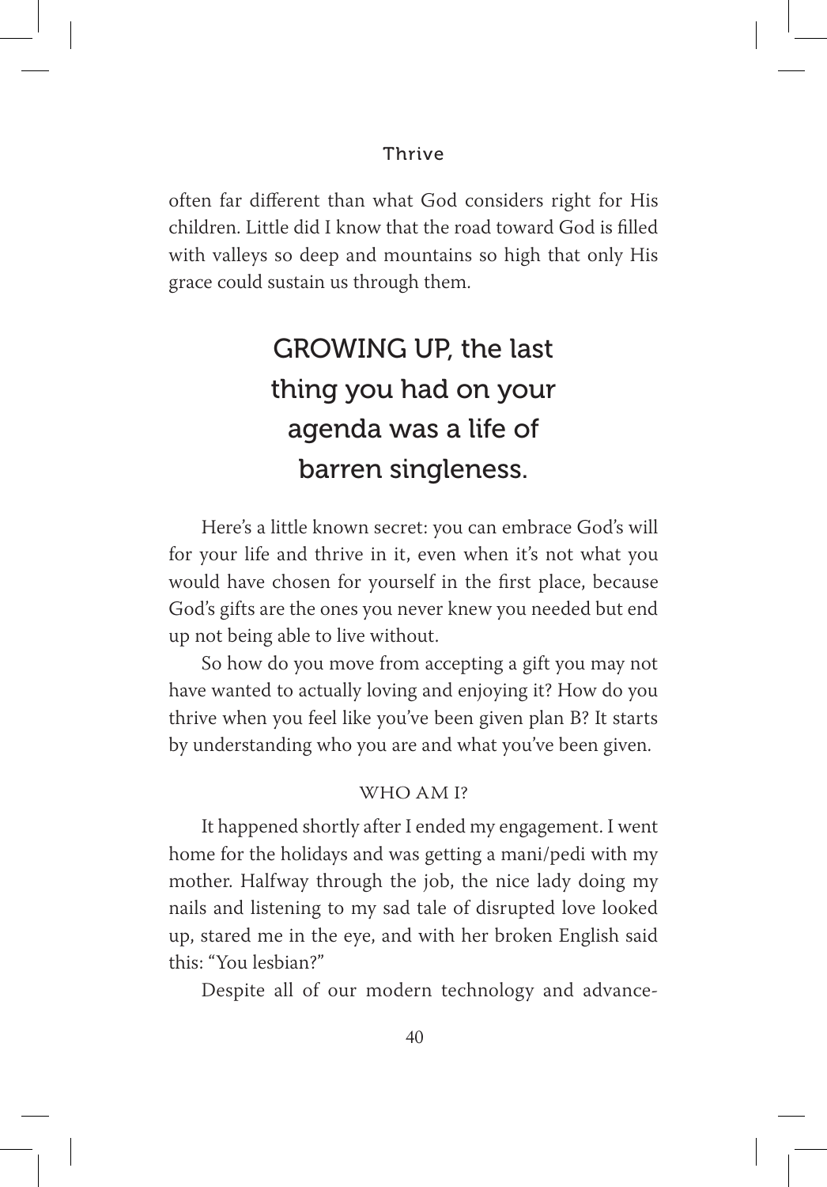often far different than what God considers right for His children. Little did I know that the road toward God is filled with valleys so deep and mountains so high that only His grace could sustain us through them.

> GROWING UP, the last thing you had on your agenda was a life of barren singleness.

Here's a little known secret: you can embrace God's will for your life and thrive in it, even when it's not what you would have chosen for yourself in the first place, because God's gifts are the ones you never knew you needed but end up not being able to live without.

So how do you move from accepting a gift you may not have wanted to actually loving and enjoying it? How do you thrive when you feel like you've been given plan B? It starts by understanding who you are and what you've been given.

## WHO AM I?

It happened shortly after I ended my engagement. I went home for the holidays and was getting a mani/pedi with my mother. Halfway through the job, the nice lady doing my nails and listening to my sad tale of disrupted love looked up, stared me in the eye, and with her broken English said this: "You lesbian?"

Despite all of our modern technology and advance-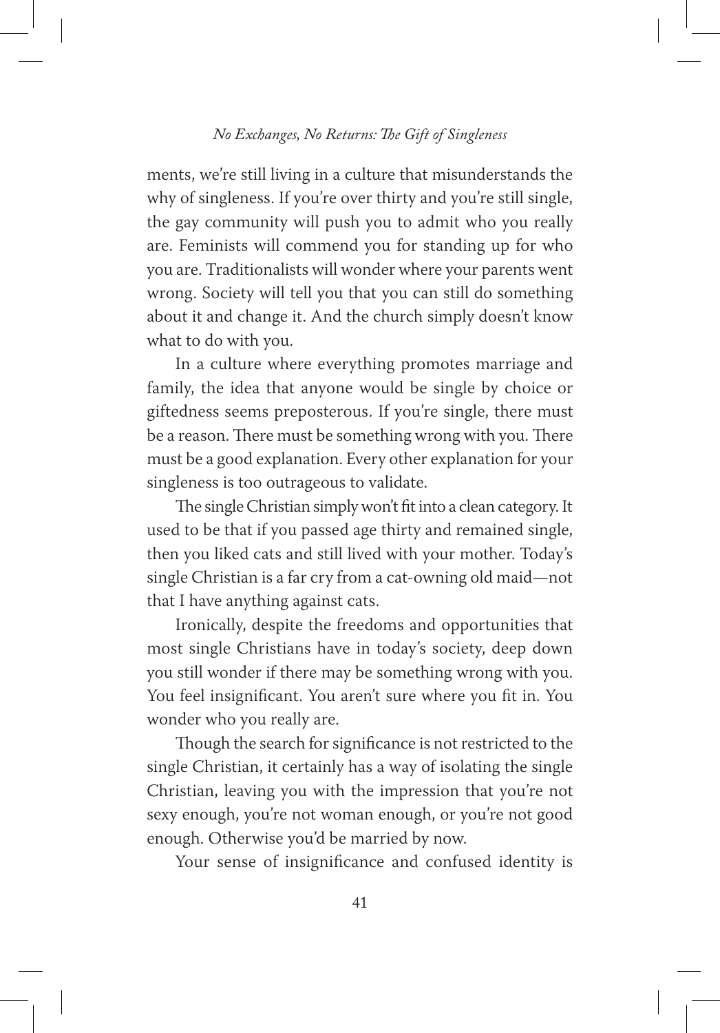ments, we're still living in a culture that misunderstands the why of singleness. If you're over thirty and you're still single, the gay community will push you to admit who you really are. Feminists will commend you for standing up for who you are. Traditionalists will wonder where your parents went wrong. Society will tell you that you can still do something about it and change it. And the church simply doesn't know what to do with you.

In a culture where everything promotes marriage and family, the idea that anyone would be single by choice or giftedness seems preposterous. If you're single, there must be a reason. There must be something wrong with you. There must be a good explanation. Every other explanation for your singleness is too outrageous to validate.

The single Christian simply won't fit into a clean category. It used to be that if you passed age thirty and remained single, then you liked cats and still lived with your mother. Today's single Christian is a far cry from a cat-owning old maid—not that I have anything against cats.

Ironically, despite the freedoms and opportunities that most single Christians have in today's society, deep down you still wonder if there may be something wrong with you. You feel insignificant. You aren't sure where you fit in. You wonder who you really are.

Though the search for significance is not restricted to the single Christian, it certainly has a way of isolating the single Christian, leaving you with the impression that you're not sexy enough, you're not woman enough, or you're not good enough. Otherwise you'd be married by now.

Your sense of insignificance and confused identity is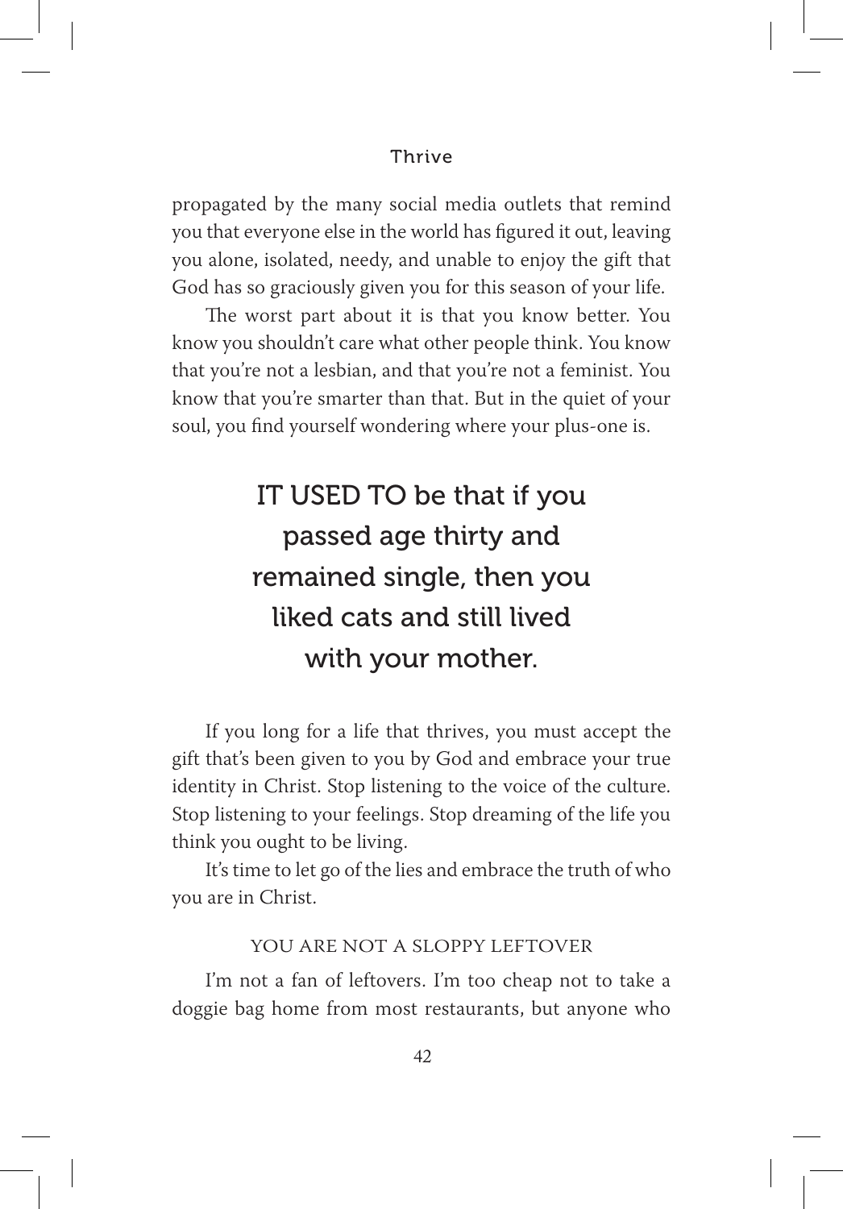propagated by the many social media outlets that remind you that everyone else in the world has figured it out, leaving you alone, isolated, needy, and unable to enjoy the gift that God has so graciously given you for this season of your life.

The worst part about it is that you know better. You know you shouldn't care what other people think. You know that you're not a lesbian, and that you're not a feminist. You know that you're smarter than that. But in the quiet of your soul, you find yourself wondering where your plus-one is.

> IT USED TO be that if you passed age thirty and remained single, then you liked cats and still lived with your mother.

If you long for a life that thrives, you must accept the gift that's been given to you by God and embrace your true identity in Christ. Stop listening to the voice of the culture. Stop listening to your feelings. Stop dreaming of the life you think you ought to be living.

It's time to let go of the lies and embrace the truth of who you are in Christ.

### YOU ARE NOT A SLOPPY LEFTOVER

I'm not a fan of leftovers. I'm too cheap not to take a doggie bag home from most restaurants, but anyone who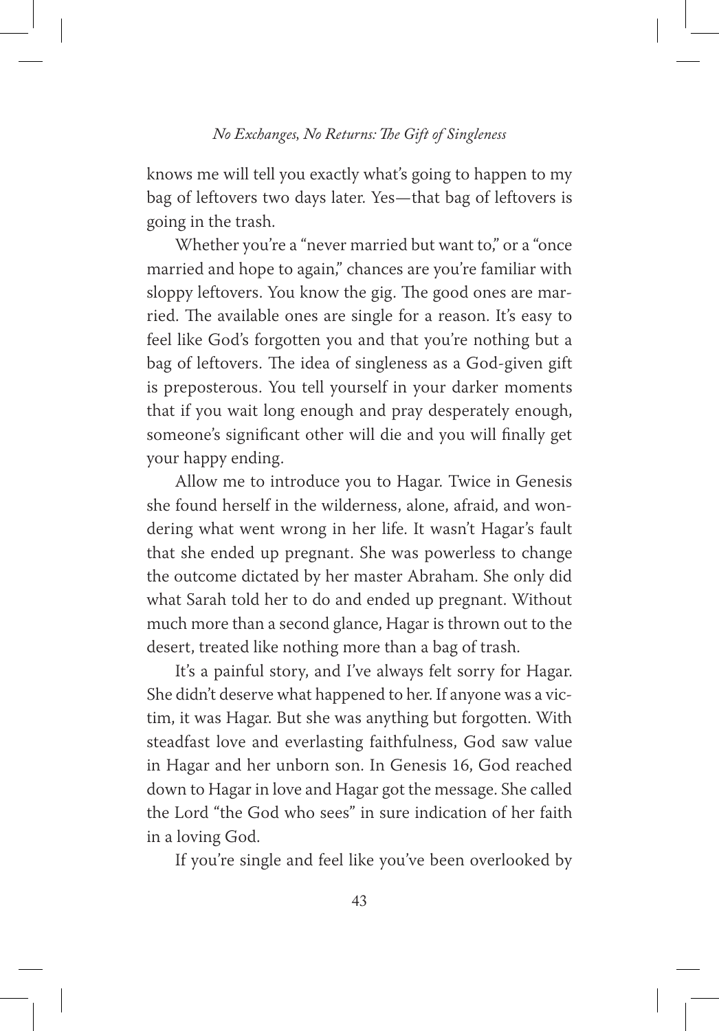knows me will tell you exactly what's going to happen to my bag of leftovers two days later. Yes—that bag of leftovers is going in the trash.

Whether you're a "never married but want to," or a "once married and hope to again," chances are you're familiar with sloppy leftovers. You know the gig. The good ones are married. The available ones are single for a reason. It's easy to feel like God's forgotten you and that you're nothing but a bag of leftovers. The idea of singleness as a God-given gift is preposterous. You tell yourself in your darker moments that if you wait long enough and pray desperately enough, someone's significant other will die and you will finally get your happy ending.

Allow me to introduce you to Hagar. Twice in Genesis she found herself in the wilderness, alone, afraid, and wondering what went wrong in her life. It wasn't Hagar's fault that she ended up pregnant. She was powerless to change the outcome dictated by her master Abraham. She only did what Sarah told her to do and ended up pregnant. Without much more than a second glance, Hagar is thrown out to the desert, treated like nothing more than a bag of trash.

It's a painful story, and I've always felt sorry for Hagar. She didn't deserve what happened to her. If anyone was a victim, it was Hagar. But she was anything but forgotten. With steadfast love and everlasting faithfulness, God saw value in Hagar and her unborn son. In Genesis 16, God reached down to Hagar in love and Hagar got the message. She called the Lord "the God who sees" in sure indication of her faith in a loving God.

If you're single and feel like you've been overlooked by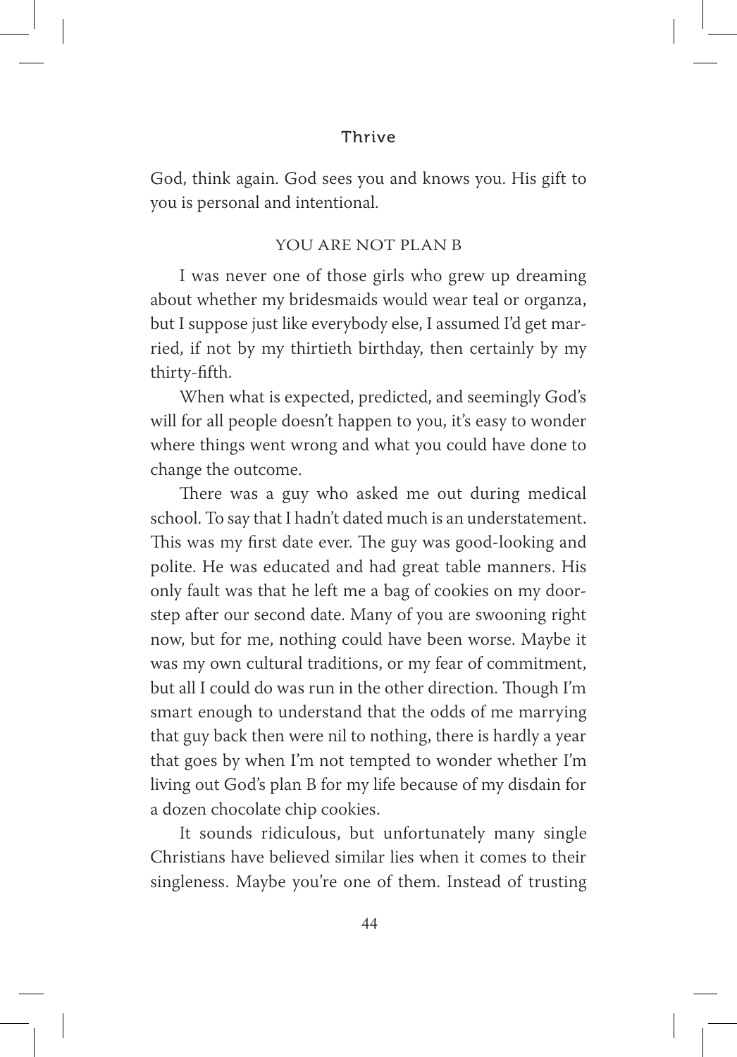God, think again. God sees you and knows you. His gift to you is personal and intentional.

## YOU ARE NOT PLAN B

I was never one of those girls who grew up dreaming about whether my bridesmaids would wear teal or organza, but I suppose just like everybody else, I assumed I'd get married, if not by my thirtieth birthday, then certainly by my thirty-fifth.

When what is expected, predicted, and seemingly God's will for all people doesn't happen to you, it's easy to wonder where things went wrong and what you could have done to change the outcome.

There was a guy who asked me out during medical school. To say that I hadn't dated much is an understatement. This was my first date ever. The guy was good-looking and polite. He was educated and had great table manners. His only fault was that he left me a bag of cookies on my doorstep after our second date. Many of you are swooning right now, but for me, nothing could have been worse. Maybe it was my own cultural traditions, or my fear of commitment, but all I could do was run in the other direction. Though I'm smart enough to understand that the odds of me marrying that guy back then were nil to nothing, there is hardly a year that goes by when I'm not tempted to wonder whether I'm living out God's plan B for my life because of my disdain for a dozen chocolate chip cookies.

It sounds ridiculous, but unfortunately many single Christians have believed similar lies when it comes to their singleness. Maybe you're one of them. Instead of trusting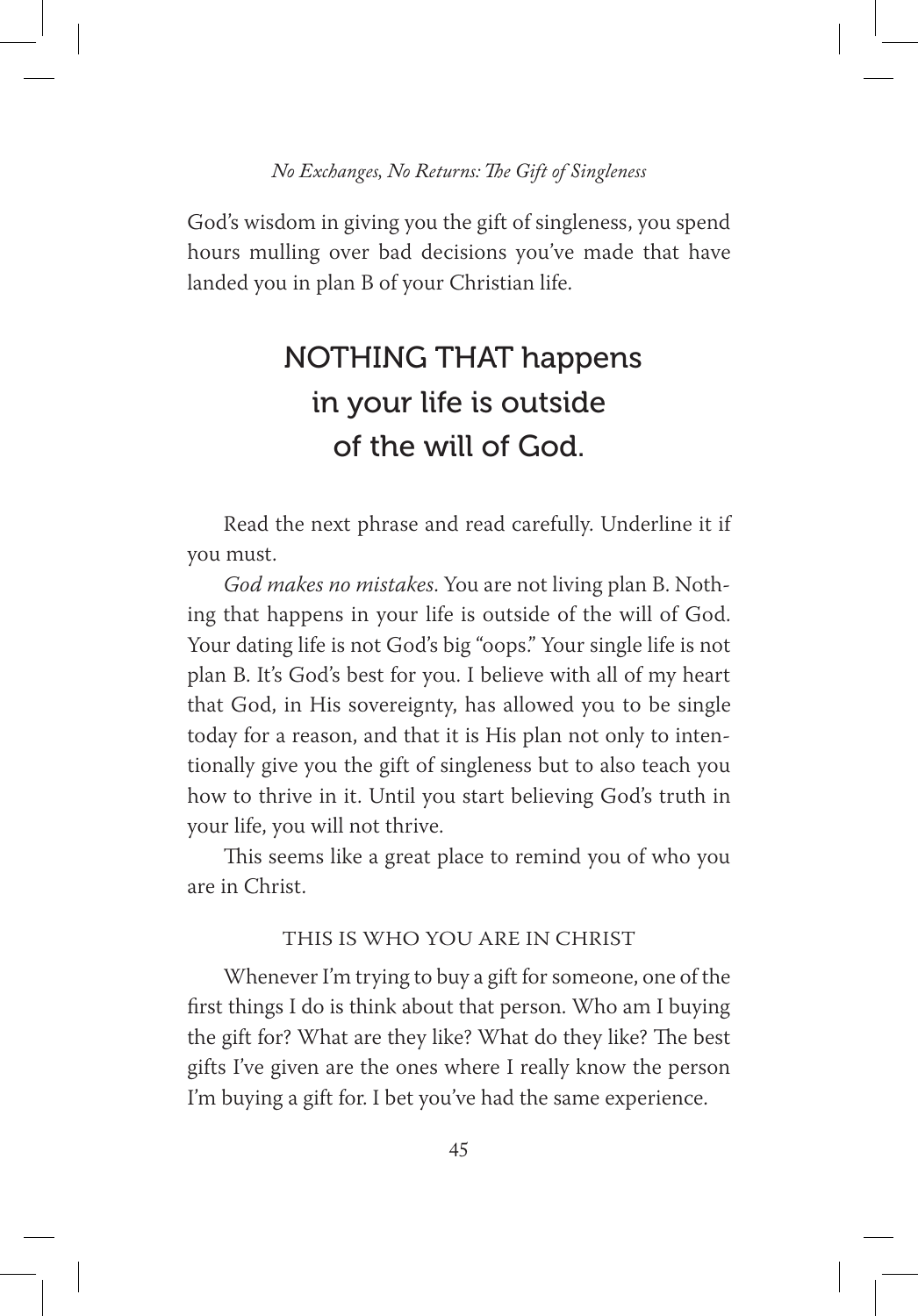God's wisdom in giving you the gift of singleness, you spend hours mulling over bad decisions you've made that have landed you in plan B of your Christian life.

> NOTHING THAT happens in your life is outside of the will of God.

Read the next phrase and read carefully. Underline it if you must.

*God makes no mistakes*. You are not living plan B. Nothing that happens in your life is outside of the will of God. Your dating life is not God's big "oops." Your single life is not plan B. It's God's best for you. I believe with all of my heart that God, in His sovereignty, has allowed you to be single today for a reason, and that it is His plan not only to intentionally give you the gift of singleness but to also teach you how to thrive in it. Until you start believing God's truth in your life, you will not thrive.

This seems like a great place to remind you of who you are in Christ.

## THIS IS WHO YOU ARE IN CHRIST

Whenever I'm trying to buy a gift for someone, one of the first things I do is think about that person. Who am I buying the gift for? What are they like? What do they like? The best gifts I've given are the ones where I really know the person I'm buying a gift for. I bet you've had the same experience.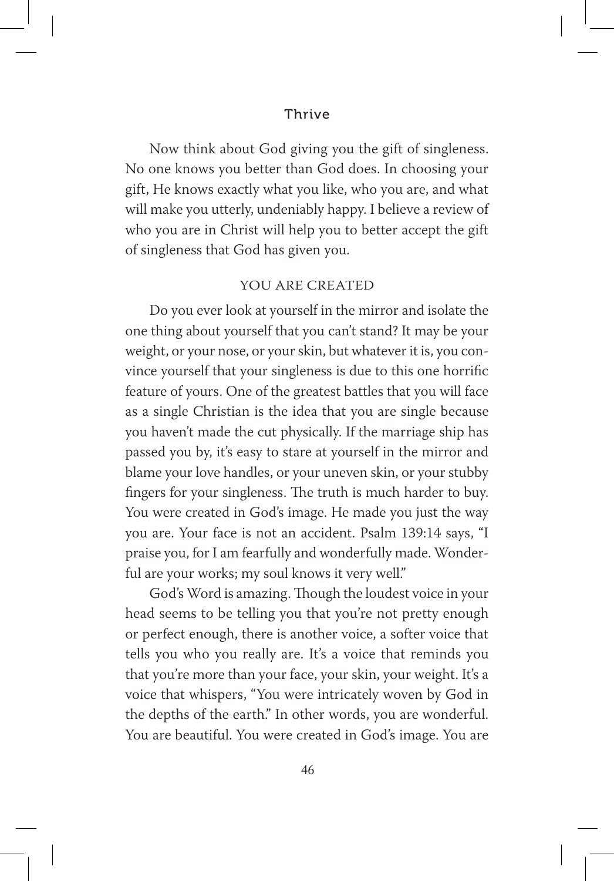Now think about God giving you the gift of singleness. No one knows you better than God does. In choosing your gift, He knows exactly what you like, who you are, and what will make you utterly, undeniably happy. I believe a review of who you are in Christ will help you to better accept the gift of singleness that God has given you.

## YOU ARE CREATED

Do you ever look at yourself in the mirror and isolate the one thing about yourself that you can't stand? It may be your weight, or your nose, or your skin, but whatever it is, you convince yourself that your singleness is due to this one horrific feature of yours. One of the greatest battles that you will face as a single Christian is the idea that you are single because you haven't made the cut physically. If the marriage ship has passed you by, it's easy to stare at yourself in the mirror and blame your love handles, or your uneven skin, or your stubby fingers for your singleness. The truth is much harder to buy. You were created in God's image. He made you just the way you are. Your face is not an accident. Psalm 139:14 says, "I praise you, for I am fearfully and wonderfully made. Wonderful are your works; my soul knows it very well."

God's Word is amazing. Though the loudest voice in your head seems to be telling you that you're not pretty enough or perfect enough, there is another voice, a softer voice that tells you who you really are. It's a voice that reminds you that you're more than your face, your skin, your weight. It's a voice that whispers, "You were intricately woven by God in the depths of the earth." In other words, you are wonderful. You are beautiful. You were created in God's image. You are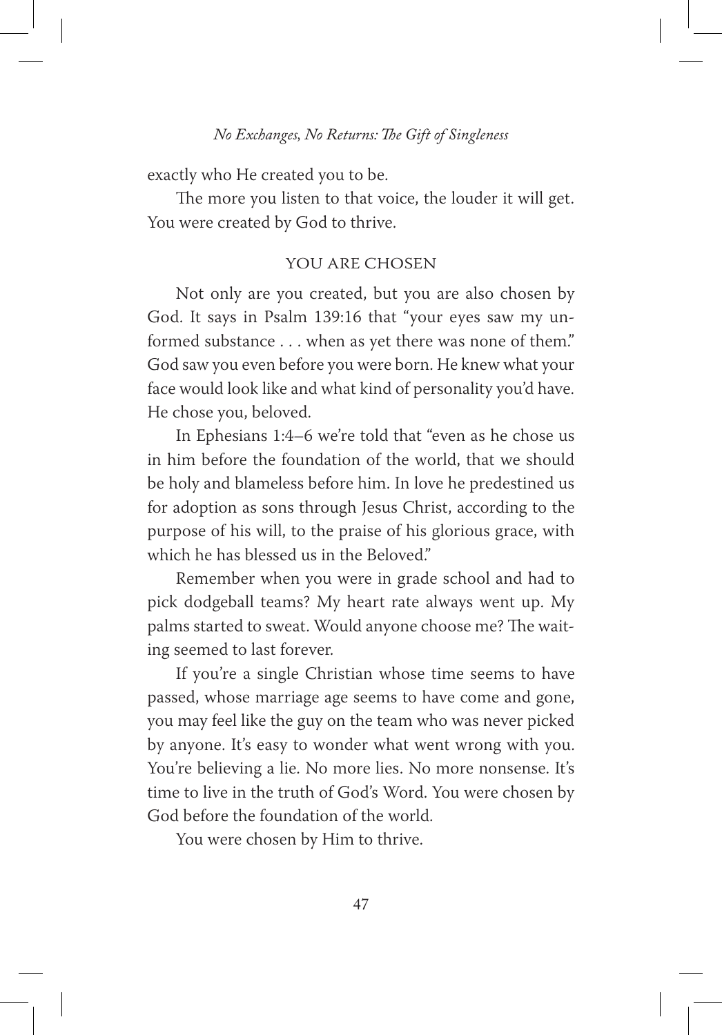exactly who He created you to be.

The more you listen to that voice, the louder it will get. You were created by God to thrive.

## YOU ARE CHOSEN

Not only are you created, but you are also chosen by God. It says in Psalm 139:16 that "your eyes saw my unformed substance . . . when as yet there was none of them." God saw you even before you were born. He knew what your face would look like and what kind of personality you'd have. He chose you, beloved.

In Ephesians 1:4–6 we're told that "even as he chose us in him before the foundation of the world, that we should be holy and blameless before him. In love he predestined us for adoption as sons through Jesus Christ, according to the purpose of his will, to the praise of his glorious grace, with which he has blessed us in the Beloved."

Remember when you were in grade school and had to pick dodgeball teams? My heart rate always went up. My palms started to sweat. Would anyone choose me? The waiting seemed to last forever.

If you're a single Christian whose time seems to have passed, whose marriage age seems to have come and gone, you may feel like the guy on the team who was never picked by anyone. It's easy to wonder what went wrong with you. You're believing a lie. No more lies. No more nonsense. It's time to live in the truth of God's Word. You were chosen by God before the foundation of the world.

You were chosen by Him to thrive.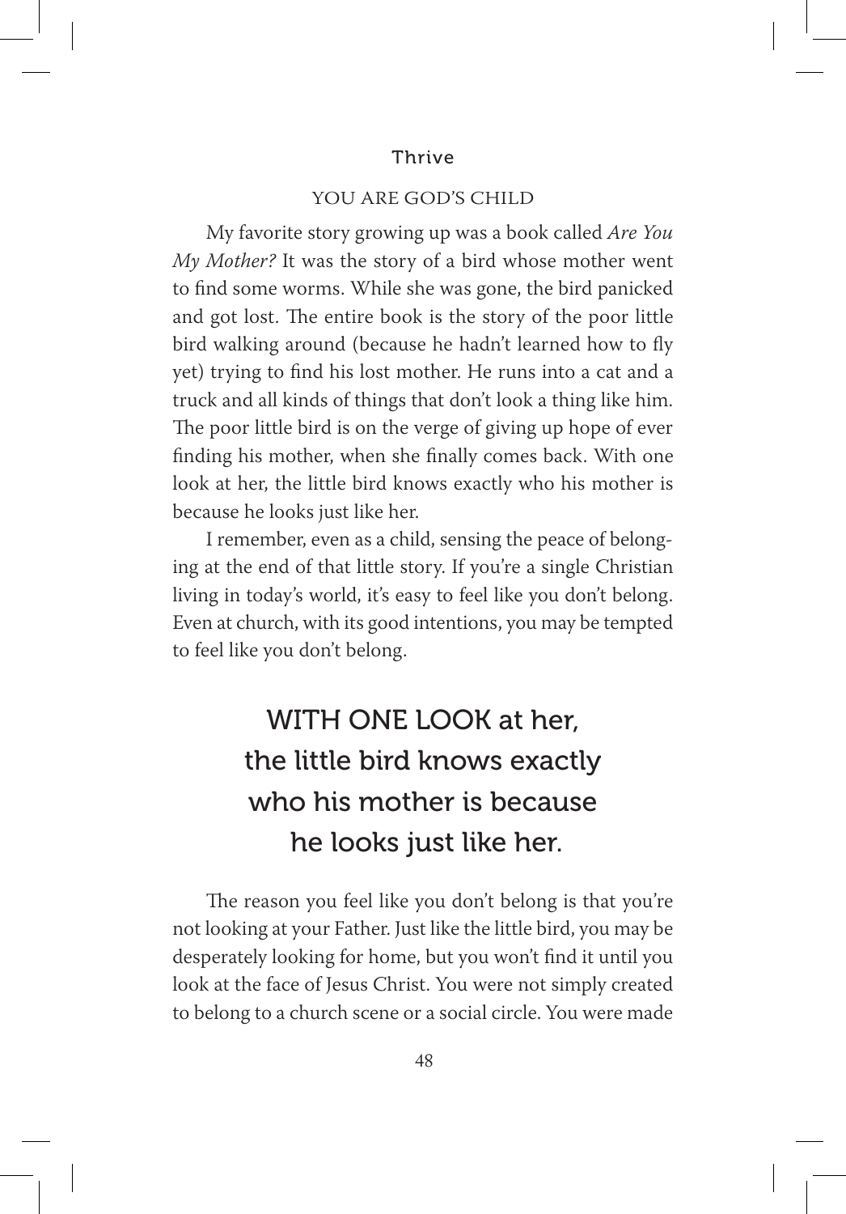## YOU ARE GOD'S CHILD

My favorite story growing up was a book called *Are You My Mother?* It was the story of a bird whose mother went to find some worms. While she was gone, the bird panicked and got lost. The entire book is the story of the poor little bird walking around (because he hadn't learned how to fly yet) trying to find his lost mother. He runs into a cat and a truck and all kinds of things that don't look a thing like him. The poor little bird is on the verge of giving up hope of ever finding his mother, when she finally comes back. With one look at her, the little bird knows exactly who his mother is because he looks just like her.

I remember, even as a child, sensing the peace of belonging at the end of that little story. If you're a single Christian living in today's world, it's easy to feel like you don't belong. Even at church, with its good intentions, you may be tempted to feel like you don't belong.

> WITH ONE LOOK at her, the little bird knows exactly who his mother is because he looks just like her.

The reason you feel like you don't belong is that you're not looking at your Father. Just like the little bird, you may be desperately looking for home, but you won't find it until you look at the face of Jesus Christ. You were not simply created to belong to a church scene or a social circle. You were made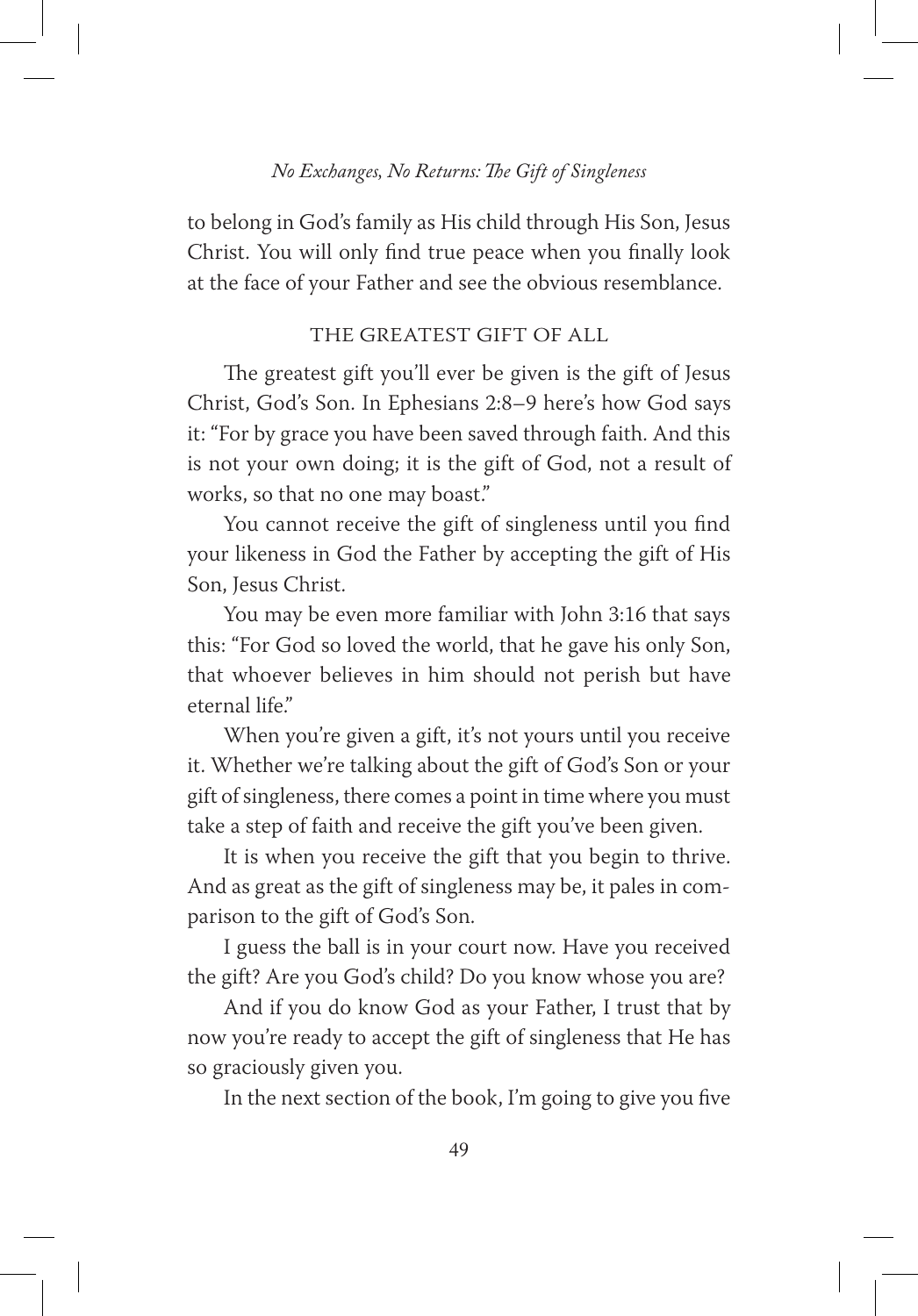to belong in God's family as His child through His Son, Jesus Christ. You will only find true peace when you finally look at the face of your Father and see the obvious resemblance.

## THE GREATEST GIFT OF ALL

The greatest gift you'll ever be given is the gift of Jesus Christ, God's Son. In Ephesians 2:8–9 here's how God says it: "For by grace you have been saved through faith. And this is not your own doing; it is the gift of God, not a result of works, so that no one may boast."

You cannot receive the gift of singleness until you find your likeness in God the Father by accepting the gift of His Son, Jesus Christ.

You may be even more familiar with John 3:16 that says this: "For God so loved the world, that he gave his only Son, that whoever believes in him should not perish but have eternal life."

When you're given a gift, it's not yours until you receive it. Whether we're talking about the gift of God's Son or your gift of singleness, there comes a point in time where you must take a step of faith and receive the gift you've been given.

It is when you receive the gift that you begin to thrive. And as great as the gift of singleness may be, it pales in comparison to the gift of God's Son.

I guess the ball is in your court now. Have you received the gift? Are you God's child? Do you know whose you are?

And if you do know God as your Father, I trust that by now you're ready to accept the gift of singleness that He has so graciously given you.

In the next section of the book, I'm going to give you five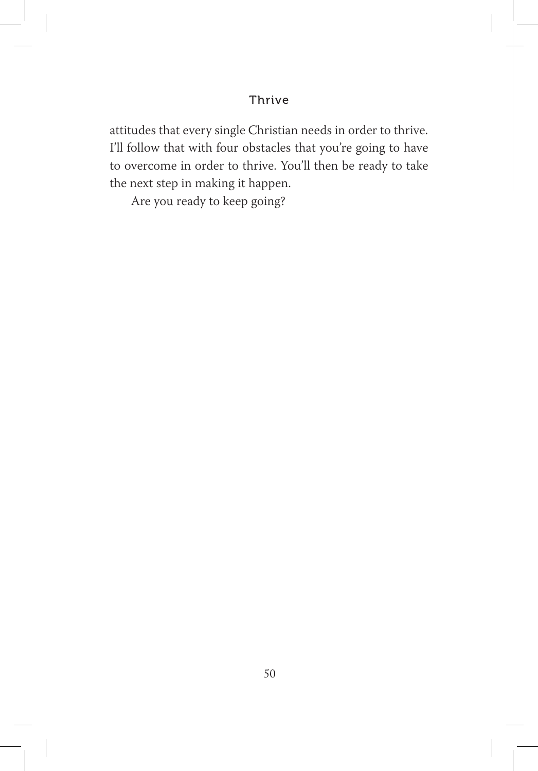attitudes that every single Christian needs in order to thrive. I'll follow that with four obstacles that you're going to have to overcome in order to thrive. You'll then be ready to take the next step in making it happen.

Are you ready to keep going?